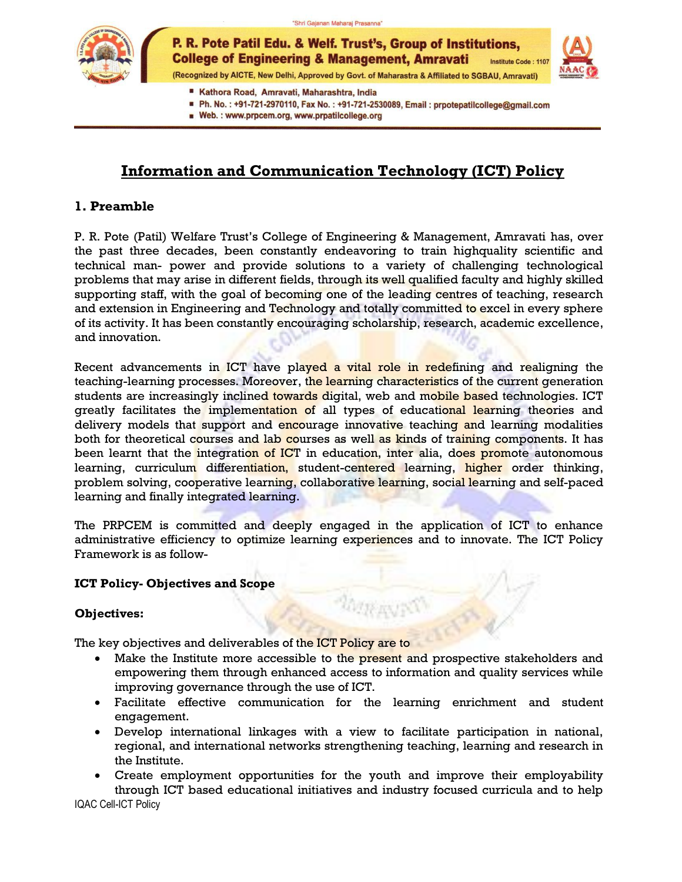# Information and Communication Technology (ICT) Policy

## 1. Preamble

P. R. Pote (Patil) Welfare Trust's College of Engineering & Management, Amravati has, over the past three decades, been constantly endeavoring to train highquality scientific and technical man- power and provide solutions to a variety of challenging technological problems that may arise in different fields, through its well qualified faculty and highly skilled supporting staff, with the goal of becoming one of the leading centres of teaching, research and extension in Engineering and Technology and totally committed to excel in every sphere of its activity. It has been constantly encouraging scholarship, research, academic excellence, and innovation.

Recent advancements in ICT have played a vital role in redefining and realigning the teaching-learning processes. Moreover, the learning characteristics of the current generation students are increasingly inclined towards digital, web and mobile based technologies. ICT greatly facilitates the implementation of all types of educational learning theories and delivery models that support and encourage innovative teaching and learning modalities both for theoretical courses and lab courses as well as kinds of training components. It has been learnt that the integration of ICT in education, inter alia, does promote autonomous learning, curriculum differentiation, student-centered learning, higher order thinking, problem solving, cooperative learning, collaborative learning, social learning and self-paced learning and finally integrated learning.

The PRPCEM is committed and deeply engaged in the application of ICT to enhance administrative efficiency to optimize learning experiences and to innovate. The ICT Policy Framework is as follow-

**ICT Policy- Objectives and Scope**

**Objectives:**

The key objectives and deliverables of the ICT Policy are to

- Make the Institute more accessible to the present and prospective stakeholders and empowering them through enhanced access to information and quality services while improving governance through the use of ICT.
- Facilitate effective communication for the learning enrichment and student engagement.
- Develop international linkages with a view to facilitate participation in national, regional, and international networks strengthening teaching, learning and research in the Institute.
- Create employment opportunities for the youth and improve their employability through ICT based educational initiatives and industry focused curricula and to help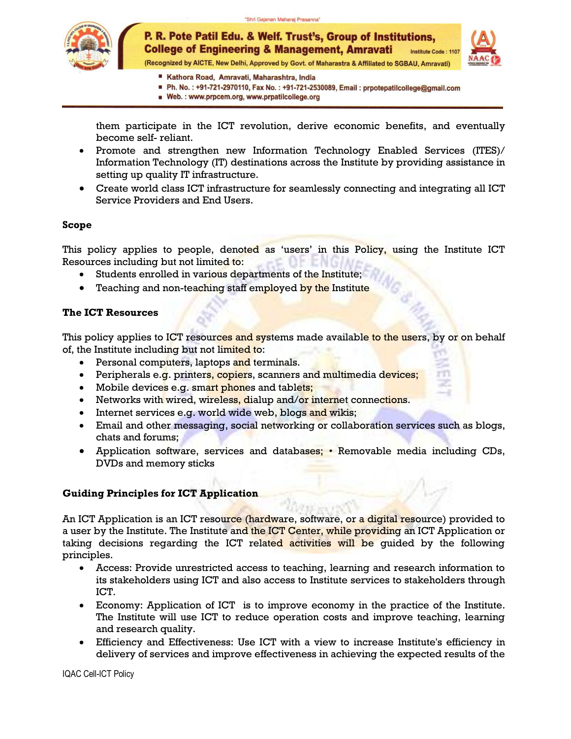them participate in the ICT revolution, derive economic benefits, and eventually become self- reliant.

- Promote and strengthen new Information Technology Enabled Services (ITES)/ Information Technology (IT) destinations across the Institute by providing assistance in setting up quality IT infrastructure.
- Create world class ICT infrastructure for seamlessly connecting and integrating all ICT Service Providers and End Users.

**Scope**

This policy applies to people, denoted as 'users' in this Policy, using the Institute ICT Resources including but not limited to:

- Students enrolled in various departments of the Institute;
- Teaching and non-teaching staff employed by the Institute

**The ICT Resources**

This policy applies to ICT resources and systems made available to the users, by or on behalf of, the Institute including but not limited to:

- Personal computers, laptops and terminals.
- Peripherals e.g. printers, copiers, scanners and multimedia devices;
- Mobile devices e.g. smart phones and tablets;
- Networks with wired, wireless, dialup and/or internet connections.
- Internet services e.g. world wide web, blogs and wikis;
- Email and other messaging, social networking or collaboration services such as blogs, chats and forums;
- Application software, services and databases; • Removable media including CDs, DVDs and memory sticks

**Guiding Principles for ICT Application**

An ICT Application is an ICT resource (hardware, software, or a digital resource) provided to a user by the Institute. The Institute and the ICT Center, while providing an ICT Application or taking decisions regarding the ICT related activities will be guided by the following principles.

- Access: Provide unrestricted access to teaching, learning and research information to its stakeholders using ICT and also access to Institute services to stakeholders through ICT.
- Economy: Application of ICT is to improve economy in the practice of the Institute. The Institute will use ICT to reduce operation costs and improve teaching, learning and research quality.
- Efficiency and Effectiveness: Use ICT with a view to increase Institute's efficiency in delivery of services and improve effectiveness in achieving the expected results of the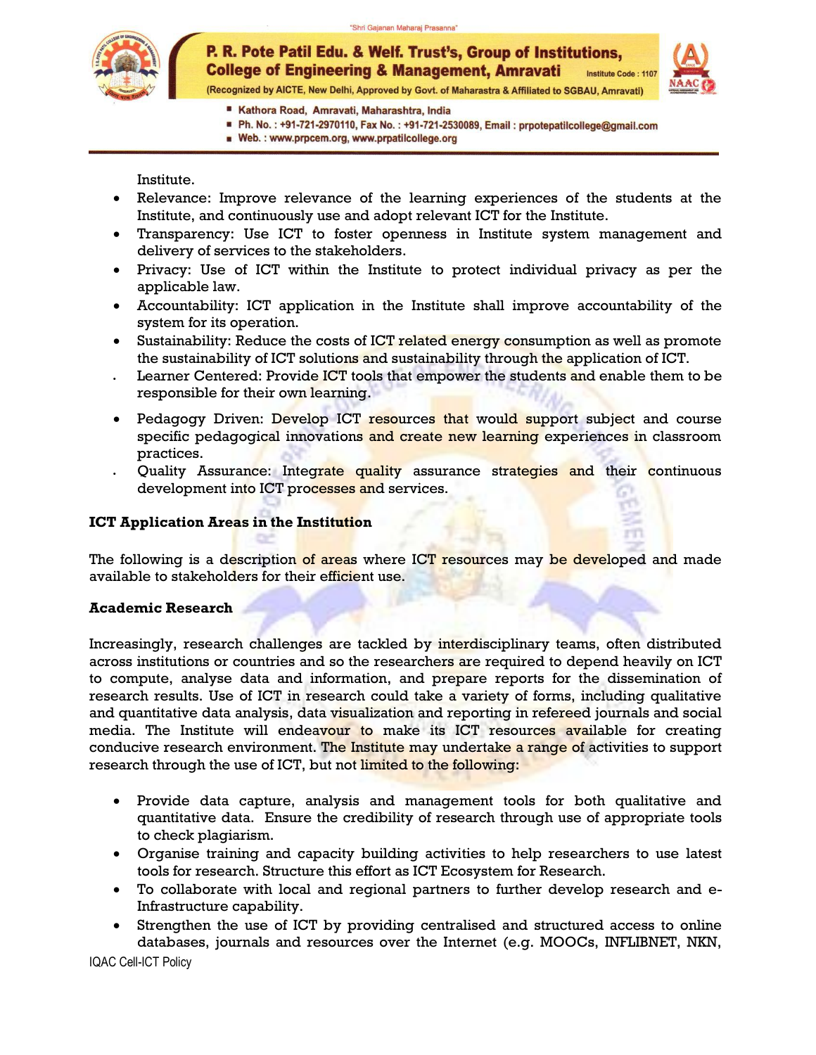Institute.

- Relevance: Improve relevance of the learning experiences of the students at the Institute, and continuously use and adopt relevant ICT for the Institute.
- Transparency: Use ICT to foster openness in Institute system management and delivery of services to the stakeholders.
- Privacy: Use of ICT within the Institute to protect individual privacy as per the applicable law.
- Accountability: ICT application in the Institute shall improve accountability of the system for its operation.
- Sustainability: Reduce the costs of ICT related energy consumption as well as promote the sustainability of ICT solutions and sustainability through the application of ICT.
- Learner Centered: Provide ICT tools that empower the students and enable them to be responsible for their own learning.
- Pedagogy Driven: Develop ICT resources that would support subject and course specific pedagogical innovations and create new learning experiences in classroom practices.
- Quality Assurance: Integrate quality assurance strategies and their continuous development into ICT processes and services.

**ICT Application Areas in the Institution**

The following is a description of areas where ICT resources may be developed and made available to stakeholders for their efficient use.

**Academic Research**

Increasingly, research challenges are tackled by interdisciplinary teams, often distributed across institutions or countries and so the researchers are required to depend heavily on ICT to compute, analyse data and information, and prepare reports for the dissemination of research results. Use of ICT in research could take a variety of forms, including qualitative and quantitative data analysis, data visualization and reporting in refereed journals and social media. The Institute will endeavour to make its ICT resources available for creating conducive research environment. The Institute may undertake a range of activities to support research through the use of ICT, but not limited to the following:

- Provide data capture, analysis and management tools for both qualitative and quantitative data. Ensure the credibility of research through use of appropriate tools to check plagiarism.
- Organise training and capacity building activities to help researchers to use latest tools for research. Structure this effort as ICT Ecosystem for Research.
- To collaborate with local and regional partners to further develop research and e-Infrastructure capability.
- Strengthen the use of ICT by providing centralised and structured access to online databases, journals and resources over the Internet (e.g. MOOCs, INFLIBNET, NKN,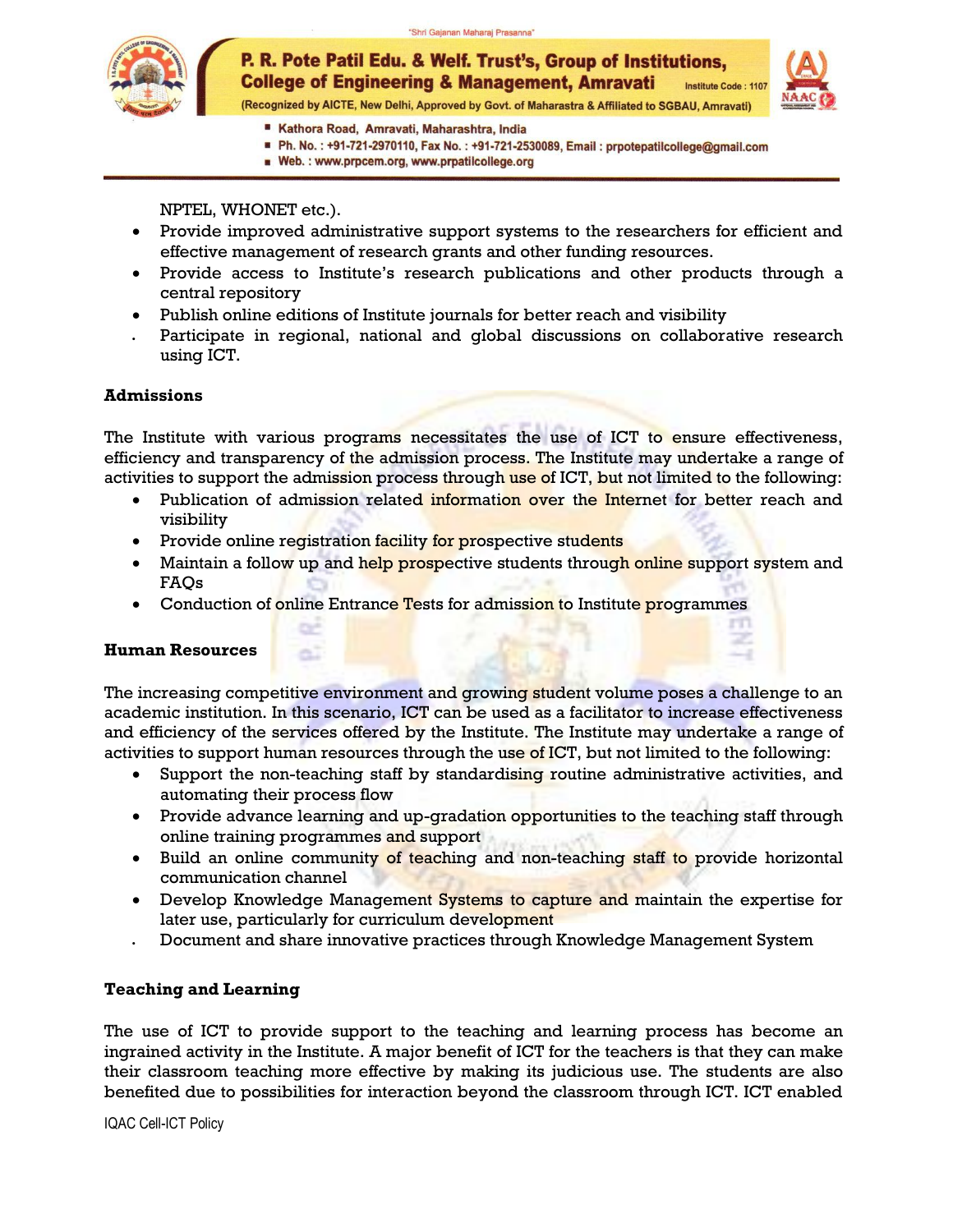NPTEL, WHONET etc.).

- Provide improved administrative support systems to the researchers for efficient and effective management of research grants and other funding resources.
- Provide access to Institute's research publications and other products through a central repository
- Publish online editions of Institute journals for better reach and visibility
- Participate in regional, national and global discussions on collaborative research using ICT.

**Admissions**

The Institute with various programs necessitates the use of ICT to ensure effectiveness, efficiency and transparency of the admission process. The Institute may undertake a range of activities to support the admission process through use of ICT, but not limited to the following:

- Publication of admission related information over the Internet for better reach and visibility
- Provide online registration facility for prospective students
- Maintain a follow up and help prospective students through online support system and FAQs
- Conduction of online Entrance Tests for admission to Institute programmes

**Human Resources**

The increasing competitive environment and growing student volume poses a challenge to an academic institution. In this scenario, ICT can be used as a facilitator to increase effectiveness and efficiency of the services offered by the Institute. The Institute may undertake a range of activities to support human resources through the use of ICT, but not limited to the following:

- Support the non-teaching staff by standardising routine administrative activities, and automating their process flow
- Provide advance learning and up-gradation opportunities to the teaching staff through online training programmes and support
- Build an online community of teaching and non-teaching staff to provide horizontal communication channel
- Develop Knowledge Management Systems to capture and maintain the expertise for later use, particularly for curriculum development
- Document and share innovative practices through Knowledge Management System

**Teaching and Learning**

The use of ICT to provide support to the teaching and learning process has become an ingrained activity in the Institute. A major benefit of ICT for the teachers is that they can make their classroom teaching more effective by making its judicious use. The students are also benefited due to possibilities for interaction beyond the classroom through ICT. ICT enabled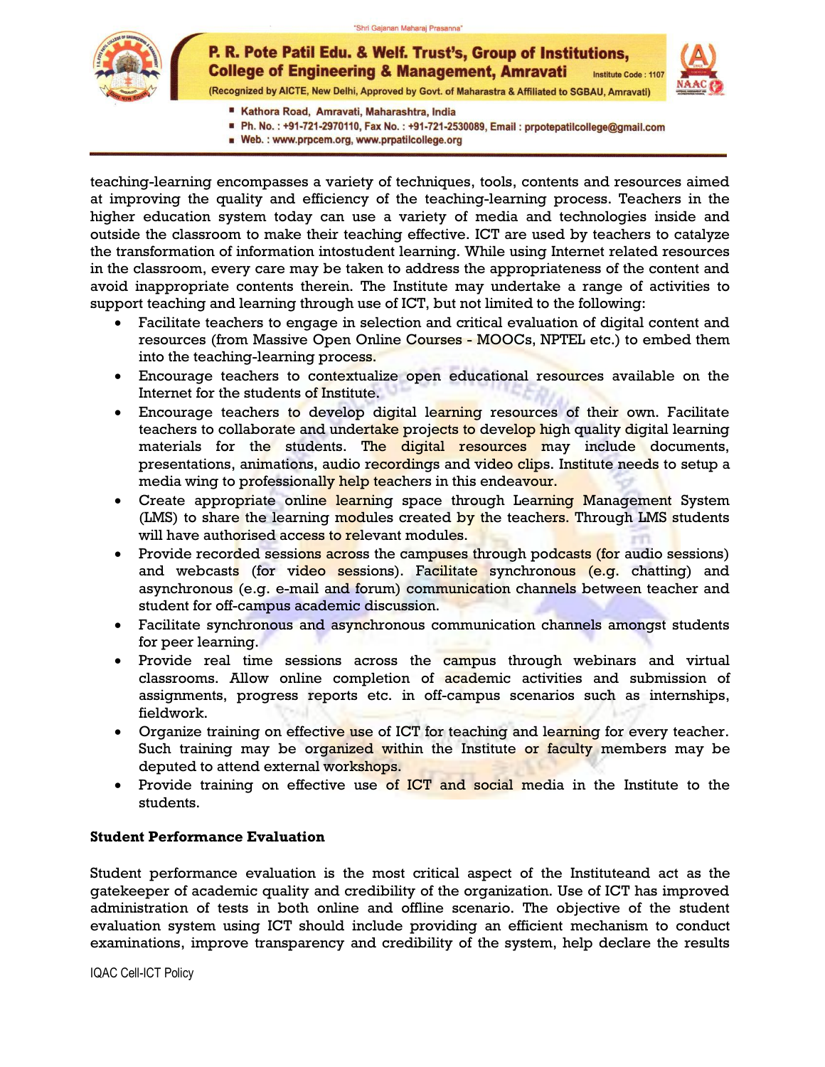teaching-learning encompasses a variety of techniques, tools, contents and resources aimed at improving the quality and efficiency of the teaching-learning process. Teachers in the higher education system today can use a variety of media and technologies inside and outside the classroom to make their teaching effective. ICT are used by teachers to catalyze the transformation of information intostudent learning. While using Internet related resources in the classroom, every care may be taken to address the appropriateness of the content and avoid inappropriate contents therein. The Institute may undertake a range of activities to support teaching and learning through use of ICT, but not limited to the following:

- Facilitate teachers to engage in selection and critical evaluation of digital content and resources (from Massive Open Online Courses - MOOCs, NPTEL etc.) to embed them into the teaching-learning process.
- Encourage teachers to contextualize open educational resources available on the Internet for the students of Institute.
- Encourage teachers to develop digital learning resources of their own. Facilitate teachers to collaborate and undertake projects to develop high quality digital learning materials for the students. The digital resources may include documents, presentations, animations, audio recordings and video clips. Institute needs to setup a media wing to professionally help teachers in this endeavour.
- Create appropriate online learning space through Learning Management System (LMS) to share the learning modules created by the teachers. Through LMS students will have authorised access to relevant modules.
- Provide recorded sessions across the campuses through podcasts (for audio sessions) and webcasts (for video sessions). Facilitate synchronous (e.g. chatting) and asynchronous (e.g. e-mail and forum) communication channels between teacher and student for off-campus academic discussion.
- Facilitate synchronous and asynchronous communication channels amongst students for peer learning.
- Provide real time sessions across the campus through webinars and virtual classrooms. Allow online completion of academic activities and submission of assignments, progress reports etc. in off-campus scenarios such as internships, fieldwork.
- Organize training on effective use of ICT for teaching and learning for every teacher. Such training may be organized within the Institute or faculty members may be deputed to attend external workshops.
- Provide training on effective use of ICT and social media in the Institute to the students.

**Student Performance Evaluation**

Student performance evaluation is the most critical aspect of the Instituteand act as the gatekeeper of academic quality and credibility of the organization. Use of ICT has improved administration of tests in both online and offline scenario. The objective of the student evaluation system using ICT should include providing an efficient mechanism to conduct examinations, improve transparency and credibility of the system, help declare the results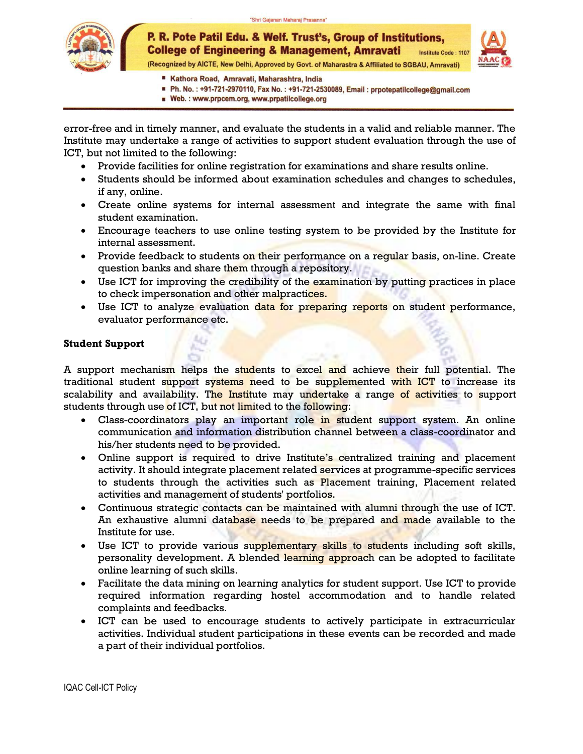error-free and in timely manner, and evaluate the students in a valid and reliable manner. The Institute may undertake a range of activities to support student evaluation through the use of ICT, but not limited to the following:

- Provide facilities for online registration for examinations and share results online.
- Students should be informed about examination schedules and changes to schedules, if any, online.
- Create online systems for internal assessment and integrate the same with final student examination.
- Encourage teachers to use online testing system to be provided by the Institute for internal assessment.
- Provide feedback to students on their performance on a regular basis, on-line. Create question banks and share them through a repository.
- Use ICT for improving the credibility of the examination by putting practices in place to check impersonation and other malpractices.
- Use ICT to analyze evaluation data for preparing reports on student performance, evaluator performance etc.

**Student Support**

A support mechanism helps the students to excel and achieve their full potential. The traditional student support systems need to be supplemented with ICT to increase its scalability and availability. The Institute may undertake a range of activities to support students through use of ICT, but not limited to the following:

- Class-coordinators play an important role in student support system. An online communication and information distribution channel between a class-coordinator and his/her students need to be provided.
- Online support is required to drive Institute's centralized training and placement activity. It should integrate placement related services at programme-specific services to students through the activities such as Placement training, Placement related activities and management of students' portfolios.
- Continuous strategic contacts can be maintained with alumni through the use of ICT. An exhaustive alumni database needs to be prepared and made available to the Institute for use.
- Use ICT to provide various supplementary skills to students including soft skills, personality development. A blended learning approach can be adopted to facilitate online learning of such skills.
- Facilitate the data mining on learning analytics for student support. Use ICT to provide required information regarding hostel accommodation and to handle related complaints and feedbacks.
- ICT can be used to encourage students to actively participate in extracurricular activities. Individual student participations in these events can be recorded and made a part of their individual portfolios.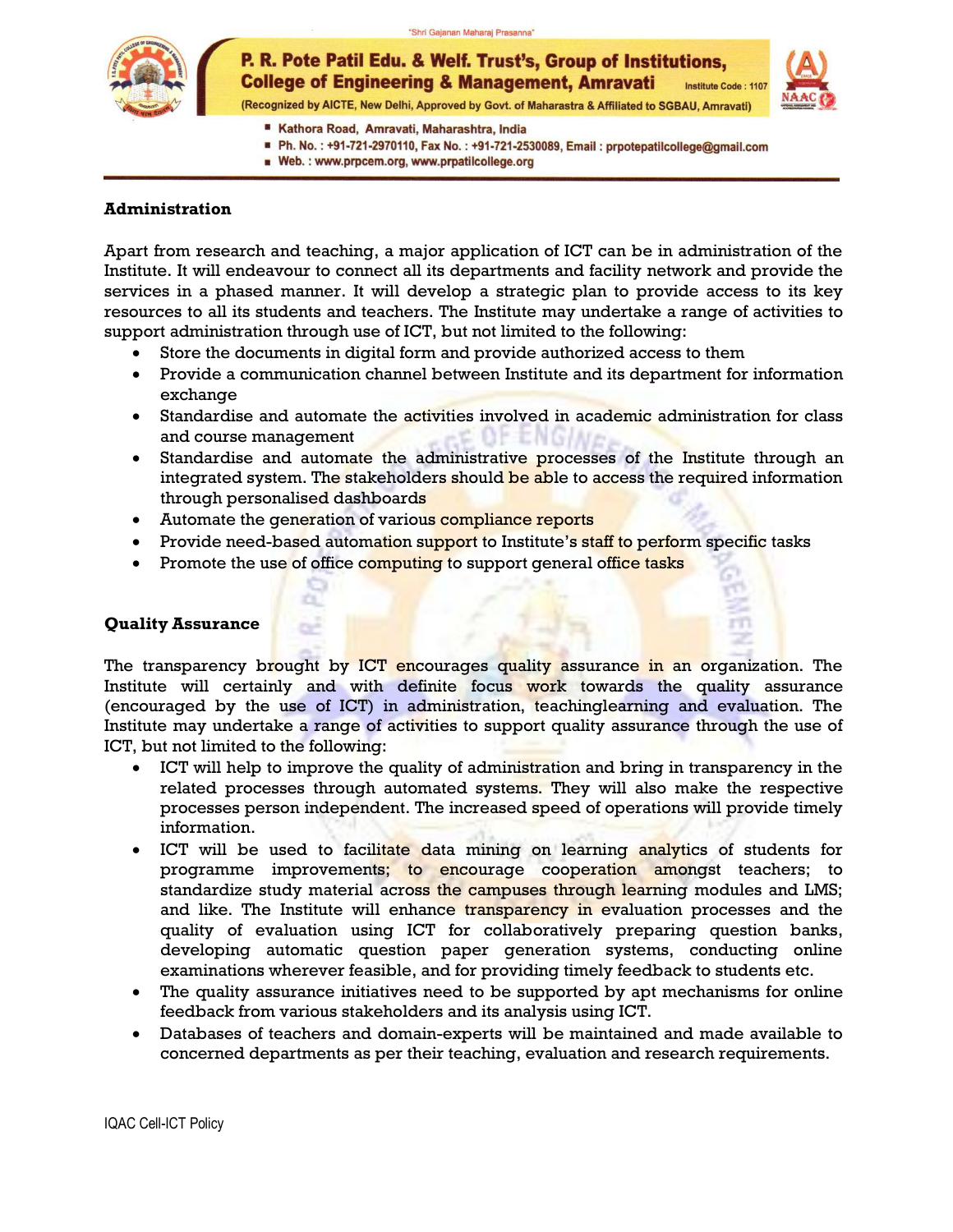## Administration

Apart from research and teaching, a major application of ICT can be in administration of the Institute. It will endeavour to connect all its departments and facility network and provide the services in a phased manner. It will develop a strategic plan to provide access to its key resources to all its students and teachers. The Institute may undertake a range of activities to support administration through use of ICT, but not limited to the following:

- Store the documents in digital form and provide authorized access to them
- Provide a communication channel between Institute and its department for information exchange
- Standardise and automate the activities involved in academic administration for class and course management
- Standardise and automate the administrative processes of the Institute through an integrated system. The stakeholders should be able to access the required information through personalised dashboards
- Automate the generation of various compliance reports
- Provide need-based automation support to Institute's staff to perform specific tasks
- Promote the use of office computing to support general office tasks

## Quality Assurance

The transparency brought by ICT encourages quality assurance in an organization. The Institute will certainly and with definite focus work towards the quality assurance (encouraged by the use of ICT) in administration, teachinglearning and evaluation. The Institute may undertake a range of activities to support quality assurance through the use of ICT, but not limited to the following:

- ICT will help to improve the quality of administration and bring in transparency in the related processes through automated systems. They will also make the respective processes person independent. The increased speed of operations will provide timely information.
- ICT will be used to facilitate data mining on learning analytics of students for programme improvements; to encourage cooperation amongst teachers; to standardize study material across the campuses through learning modules and LMS; and like. The Institute will enhance transparency in evaluation processes and the quality of evaluation using ICT for collaboratively preparing question banks, developing automatic question paper generation systems, conducting online examinations wherever feasible, and for providing timely feedback to students etc.
- The quality assurance initiatives need to be supported by apt mechanisms for online feedback from various stakeholders and its analysis using ICT.
- Databases of teachers and domain-experts will be maintained and made available to concerned departments as per their teaching, evaluation and research requirements.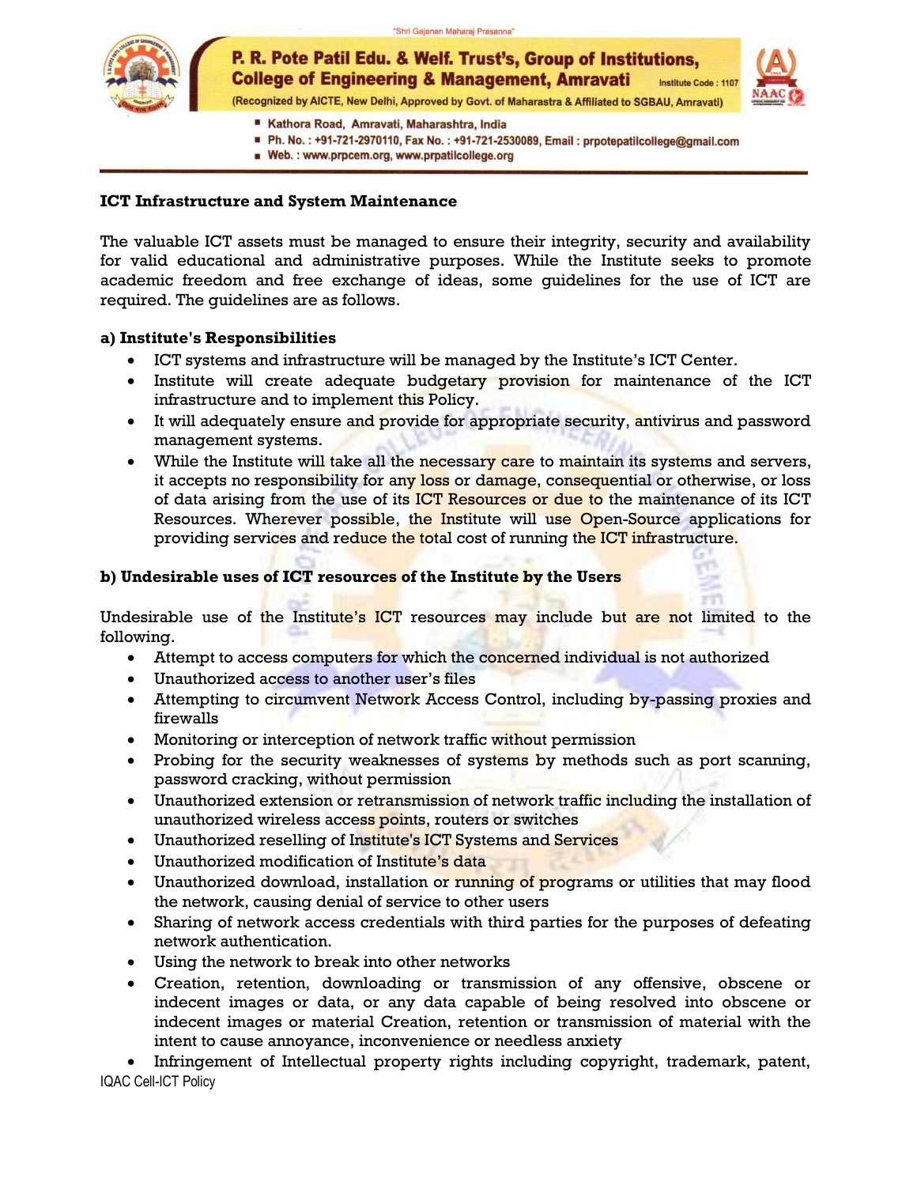**ICT Infrastructure and System Maintenance**

The valuable ICT assets must be managed to ensure their integrity, security and availability for valid educational and administrative purposes. While the Institute seeks to promote academic freedom and free exchange of ideas, some guidelines for the use of ICT are required. The guidelines are as follows.

**a) Institute's Responsibilities**

- ICT systems and infrastructure will be managed by the Institute's ICT Center.
- Institute will create adequate budgetary provision for maintenance of the ICT infrastructure and to implement this Policy.
- It will adequately ensure and provide for appropriate security, antivirus and password management systems.
- While the Institute will take all the necessary care to maintain its systems and servers, it accepts no responsibility for any loss or damage, consequential or otherwise, or loss of data arising from the use of its ICT Resources or due to the maintenance of its ICT Resources. Wherever possible, the Institute will use Open-Source applications for providing services and reduce the total cost of running the ICT infrastructure.

**b) Undesirable uses of ICT resources of the Institute by the Users**

Undesirable use of the Institute's ICT resources may include but are not limited to the following.

- Attempt to access computers for which the concerned individual is not authorized
- Unauthorized access to another user's files
- Attempting to circumvent Network Access Control, including by-passing proxies and firewalls
- Monitoring or interception of network traffic without permission
- Probing for the security weaknesses of systems by methods such as port scanning, password cracking, without permission
- Unauthorized extension or retransmission of network traffic including the installation of unauthorized wireless access points, routers or switches
- Unauthorized reselling of Institute's ICT Systems and Services
- Unauthorized modification of Institute's data
- Unauthorized download, installation or running of programs or utilities that may flood the network, causing denial of service to other users
- Sharing of network access credentials with third parties for the purposes of defeating network authentication.
- Using the network to break into other networks
- Creation, retention, downloading or transmission of any offensive, obscene or indecent images or data, or any data capable of being resolved into obscene or indecent images or material Creation, retention or transmission of material with the intent to cause annoyance, inconvenience or needless anxiety
- Infringement of Intellectual property rights including copyright, trademark, patent,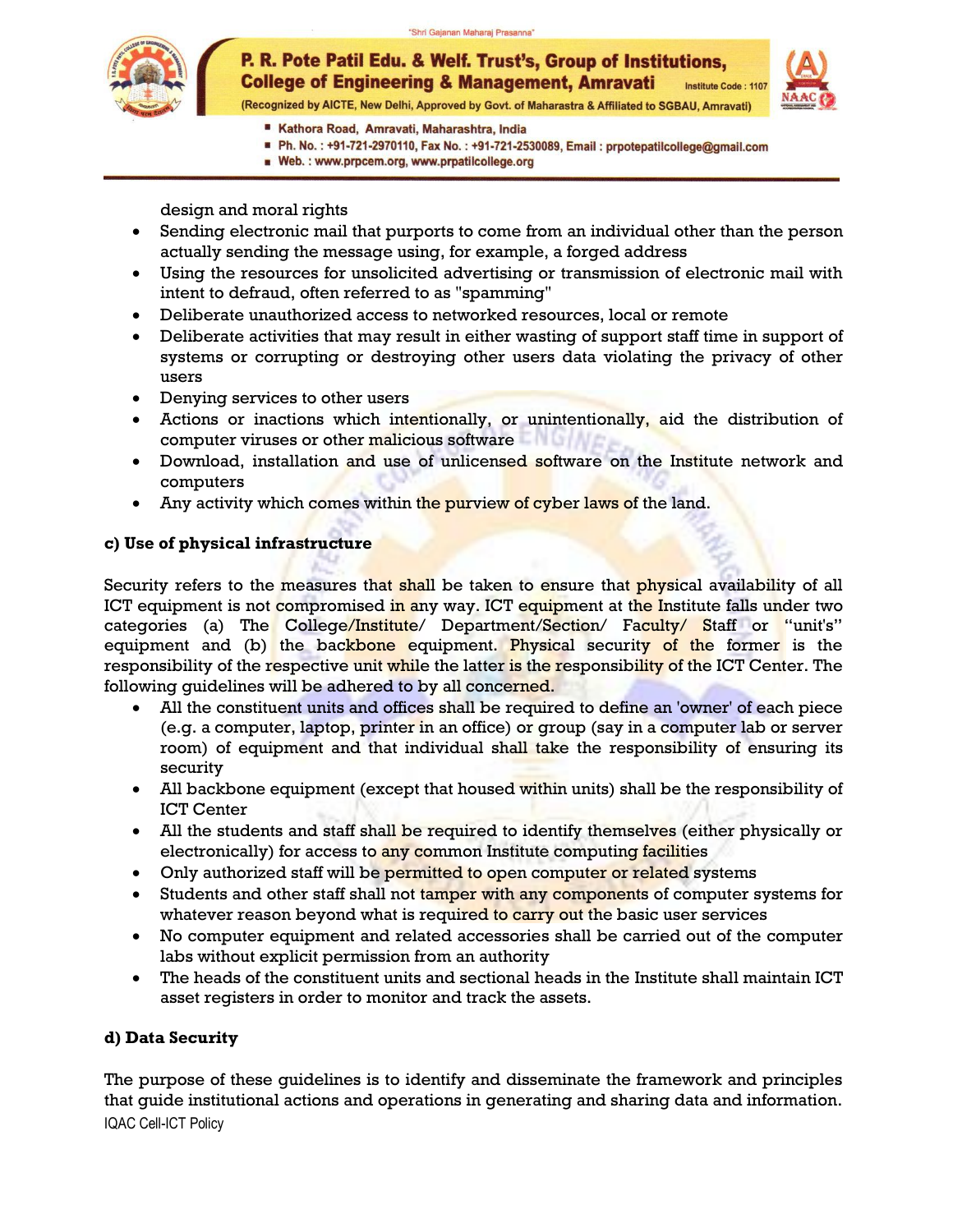design and moral rights

- Sending electronic mail that purports to come from an individual other than the person actually sending the message using, for example, a forged address
- Using the resources for unsolicited advertising or transmission of electronic mail with intent to defraud, often referred to as "spamming"
- Deliberate unauthorized access to networked resources, local or remote
- Deliberate activities that may result in either wasting of support staff time in support of systems or corrupting or destroying other users data violating the privacy of other users
- Denying services to other users
- Actions or inactions which intentionally, or unintentionally, aid the distribution of computer viruses or other malicious software
- Download, installation and use of unlicensed software on the Institute network and computers
- Any activity which comes within the purview of cyber laws of the land.

**c) Use of physical infrastructure**

Security refers to the measures that shall be taken to ensure that physical availability of all ICT equipment is not compromised in any way. ICT equipment at the Institute falls under two categories (a) The College/Institute/ Department/Section/ Faculty/ Staff or "unit's" equipment and (b) the backbone equipment. Physical security of the former is the responsibility of the respective unit while the latter is the responsibility of the ICT Center. The following guidelines will be adhered to by all concerned.

- All the constituent units and offices shall be required to define an 'owner' of each piece (e.g. a computer, laptop, printer in an office) or group (say in a computer lab or server room) of equipment and that individual shall take the responsibility of ensuring its security
- All backbone equipment (except that housed within units) shall be the responsibility of ICT Center
- All the students and staff shall be required to identify themselves (either physically or electronically) for access to any common Institute computing facilities
- Only authorized staff will be permitted to open computer or related systems
- Students and other staff shall not tamper with any components of computer systems for whatever reason beyond what is required to carry out the basic user services
- No computer equipment and related accessories shall be carried out of the computer labs without explicit permission from an authority
- The heads of the constituent units and sectional heads in the Institute shall maintain ICT asset registers in order to monitor and track the assets.

**d) Data Security**

The purpose of these guidelines is to identify and disseminate the framework and principles that guide institutional actions and operations in generating and sharing data and information.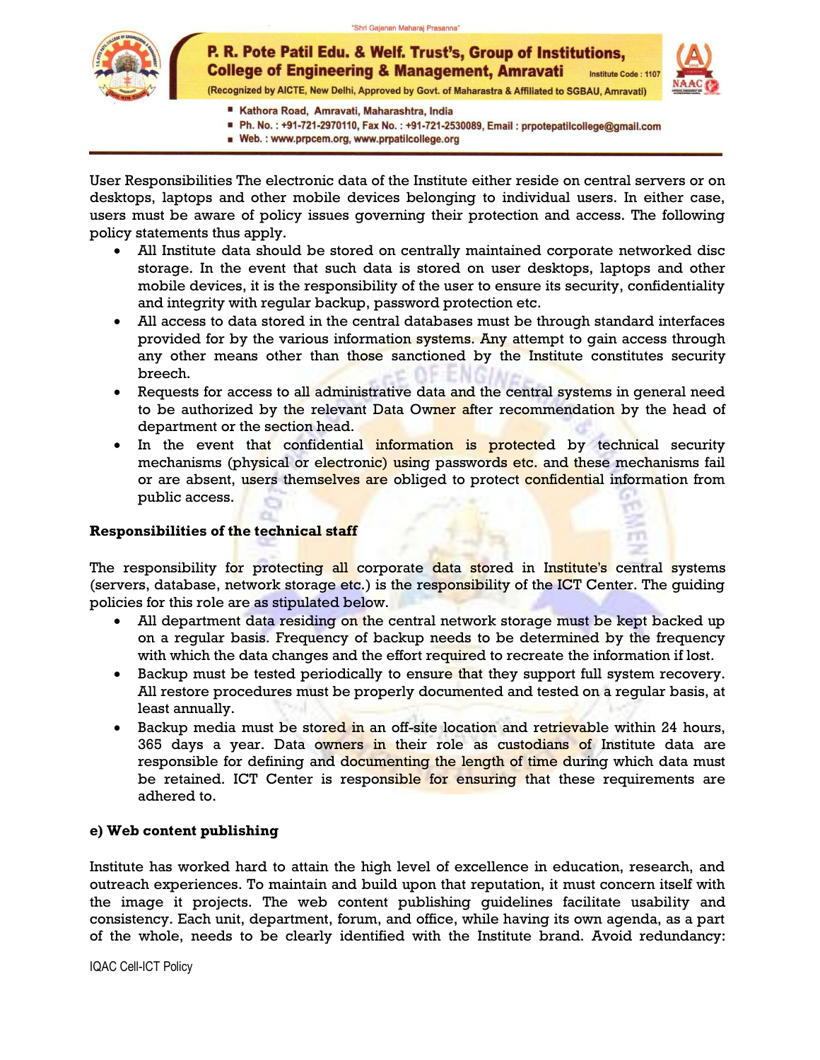User Responsibilities The electronic data of the Institute either reside on central servers or on desktops, laptops and other mobile devices belonging to individual users. In either case, users must be aware of policy issues governing their protection and access. The following policy statements thus apply.

- All Institute data should be stored on centrally maintained corporate networked disc storage. In the event that such data is stored on user desktops, laptops and other mobile devices, it is the responsibility of the user to ensure its security, confidentiality and integrity with regular backup, password protection etc.
- All access to data stored in the central databases must be through standard interfaces provided for by the various information systems. Any attempt to gain access through any other means other than those sanctioned by the Institute constitutes security breech.
- Requests for access to all administrative data and the central systems in general need to be authorized by the relevant Data Owner after recommendation by the head of department or the section head.
- In the event that confidential information is protected by technical security mechanisms (physical or electronic) using passwords etc. and these mechanisms fail or are absent, users themselves are obliged to protect confidential information from public access.

**Responsibilities of the technical staff**

The responsibility for protecting all corporate data stored in Institute's central systems (servers, database, network storage etc.) is the responsibility of the ICT Center. The guiding policies for this role are as stipulated below.

- All department data residing on the central network storage must be kept backed up on a regular basis. Frequency of backup needs to be determined by the frequency with which the data changes and the effort required to recreate the information if lost.
- Backup must be tested periodically to ensure that they support full system recovery. All restore procedures must be properly documented and tested on a regular basis, at least annually.
- Backup media must be stored in an off-site location and retrievable within 24 hours, 365 days a year. Data owners in their role as custodians of Institute data are responsible for defining and documenting the length of time during which data must be retained. ICT Center is responsible for ensuring that these requirements are adhered to.

**e) Web content publishing**

Institute has worked hard to attain the high level of excellence in education, research, and outreach experiences. To maintain and build upon that reputation, it must concern itself with the image it projects. The web content publishing guidelines facilitate usability and consistency. Each unit, department, forum, and office, while having its own agenda, as a part of the whole, needs to be clearly identified with the Institute brand. Avoid redundancy: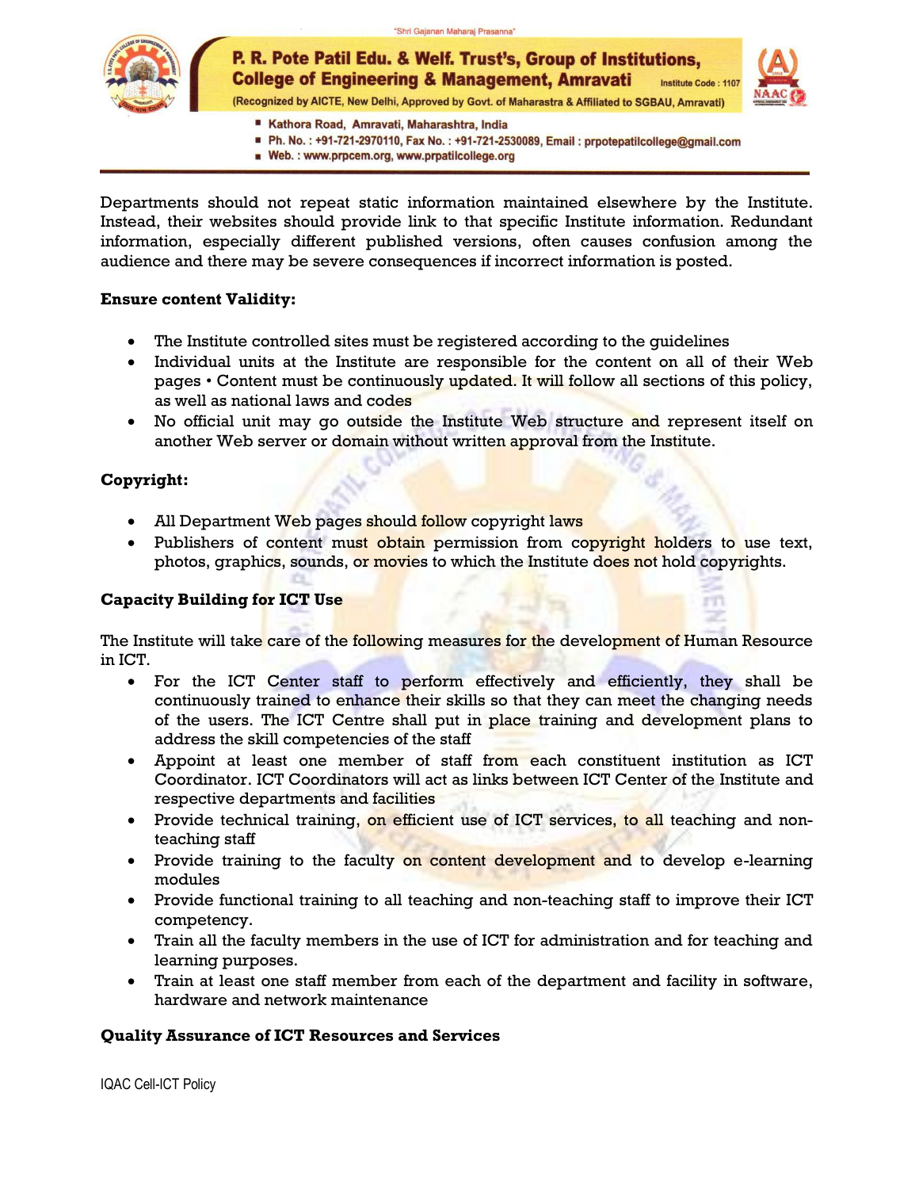Departments should not repeat static information maintained elsewhere by the Institute. Instead, their websites should provide link to that specific Institute information. Redundant information, especially different published versions, often causes confusion among the audience and there may be severe consequences if incorrect information is posted.

**Ensure content Validity:**

- The Institute controlled sites must be registered according to the guidelines
- Individual units at the Institute are responsible for the content on all of their Web pages • Content must be continuously updated. It will follow all sections of this policy, as well as national laws and codes
- No official unit may go outside the Institute Web structure and represent itself on another Web server or domain without written approval from the Institute.

**Copyright:**

- All Department Web pages should follow copyright laws
- Publishers of content must obtain permission from copyright holders to use text, photos, graphics, sounds, or movies to which the Institute does not hold copyrights.

**Capacity Building for ICT Use**

The Institute will take care of the following measures for the development of Human Resource in ICT.

- For the ICT Center staff to perform effectively and efficiently, they shall be continuously trained to enhance their skills so that they can meet the changing needs of the users. The ICT Centre shall put in place training and development plans to address the skill competencies of the staff
- Appoint at least one member of staff from each constituent institution as ICT Coordinator. ICT Coordinators will act as links between ICT Center of the Institute and respective departments and facilities
- Provide technical training, on efficient use of ICT services, to all teaching and non-teaching staff
- Provide training to the faculty on content development and to develop e-learning modules
- Provide functional training to all teaching and non-teaching staff to improve their ICT competency.
- Train all the faculty members in the use of ICT for administration and for teaching and learning purposes.
- Train at least one staff member from each of the department and facility in software, hardware and network maintenance

**Quality Assurance of ICT Resources and Services**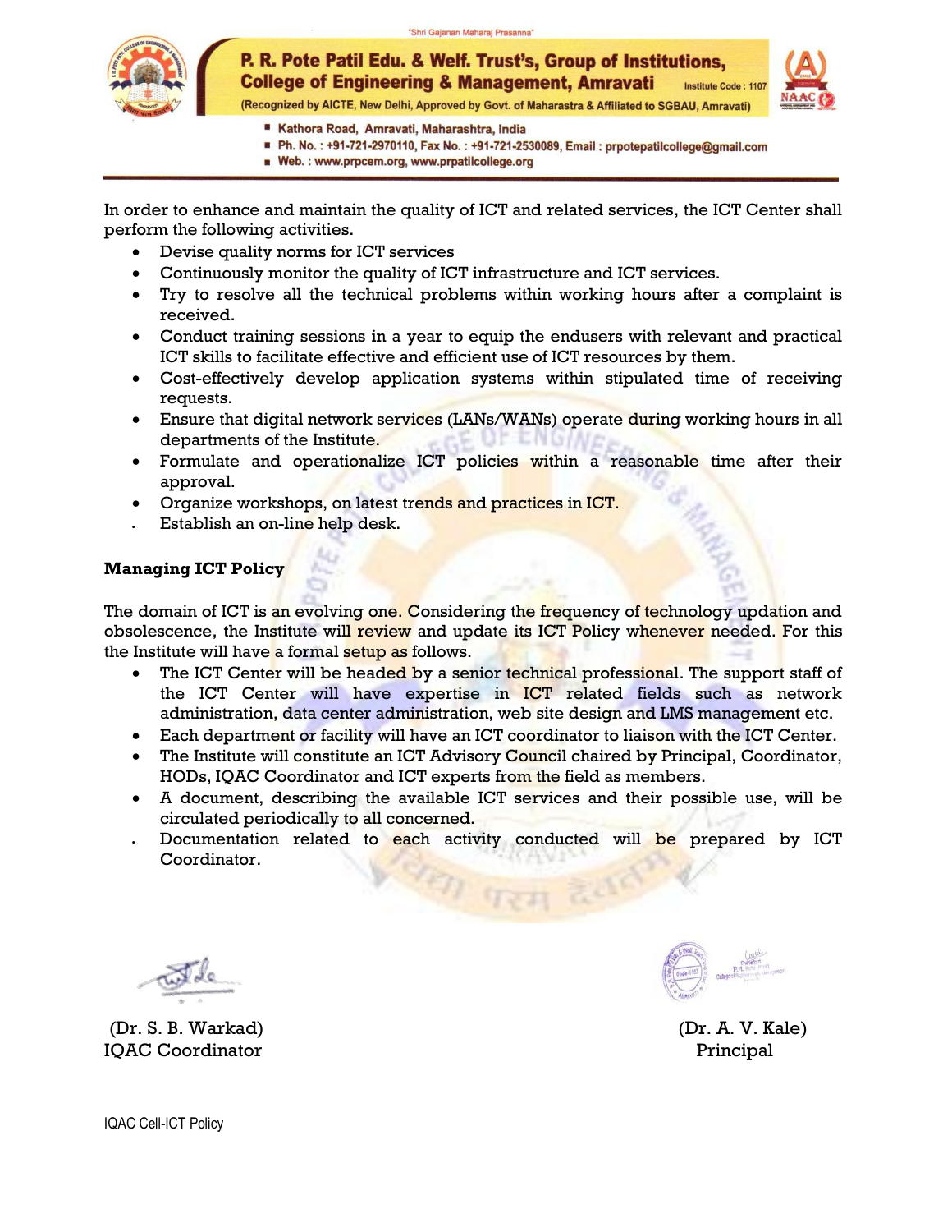In order to enhance and maintain the quality of ICT and related services, the ICT Center shall perform the following activities.

- Devise quality norms for ICT services
- Continuously monitor the quality of ICT infrastructure and ICT services.
- Try to resolve all the technical problems within working hours after a complaint is received.
- Conduct training sessions in a year to equip the endusers with relevant and practical ICT skills to facilitate effective and efficient use of ICT resources by them.
- Cost-effectively develop application systems within stipulated time of receiving requests.
- Ensure that digital network services (LANs/WANs) operate during working hours in all departments of the Institute.
- Formulate and operationalize ICT policies within a reasonable time after their approval.
- Organize workshops, on latest trends and practices in ICT.
- Establish an on-line help desk.

**Managing ICT Policy**

The domain of ICT is an evolving one. Considering the frequency of technology updation and obsolescence, the Institute will review and update its ICT Policy whenever needed. For this the Institute will have a formal setup as follows.

- The ICT Center will be headed by a senior technical professional. The support staff of the ICT Center will have expertise in ICT related fields such as network administration, data center administration, web site design and LMS management etc.
- Each department or facility will have an ICT coordinator to liaison with the ICT Center.
- The Institute will constitute an ICT Advisory Council chaired by Principal, Coordinator, HODs, IQAC Coordinator and ICT experts from the field as members.
- A document, describing the available ICT services and their possible use, will be circulated periodically to all concerned.
- Documentation related to each activity conducted will be prepared by ICT Coordinator.

(Dr. S. B. Warkad)
IQAC Coordinator

(Dr. A. V. Kale)
Principal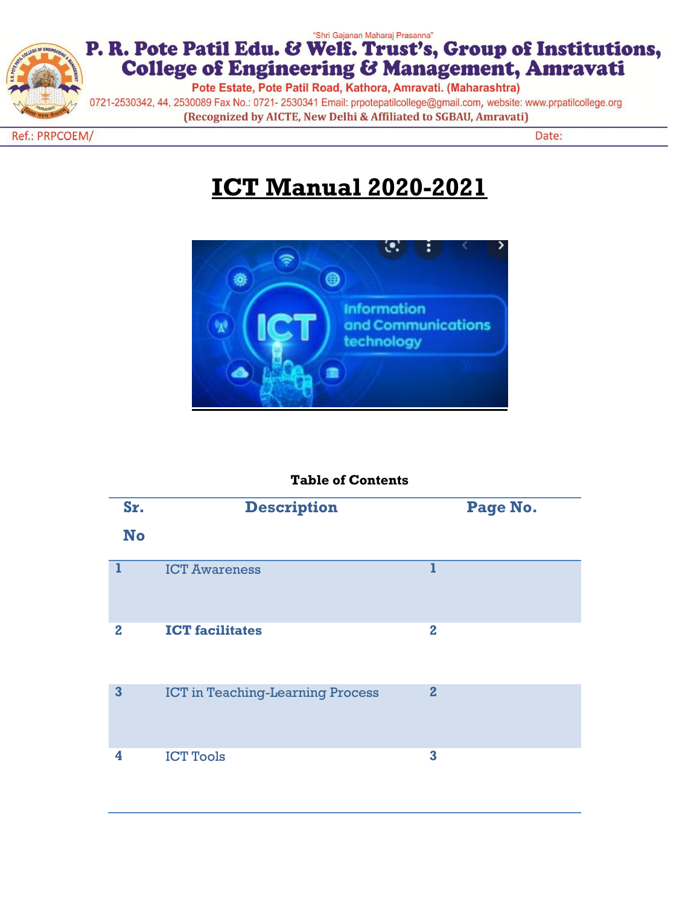"Shri Gajanan Maharaj Prasanna"

# P. R. Pote Patil Edu. & Welf. Trust's, Group of Institutions, College of Engineering & Management, Amravati

Pote Estate, Pote Patil Road, Kathora, Amravati. (Maharashtra)

0721-2530342, 44, 2530089 Fax No.: 0721- 2530341 Email: prpotepatilcollege@gmail.com, website: www.prpatilcollege.org

(Recognized by AICTE, New Delhi & Affiliated to SGBAU, Amravati)

Ref.: PRPCOEM/ Date:

# ICT Manual 2020-2021

**Table of Contents**

| Sr. No | Description | Page No. |
|---|---|---|
| 1 | ICT Awareness | 1 |
| 2 | **ICT facilitates** | 2 |
| 3 | ICT in Teaching-Learning Process | 2 |
| 4 | ICT Tools | 3 |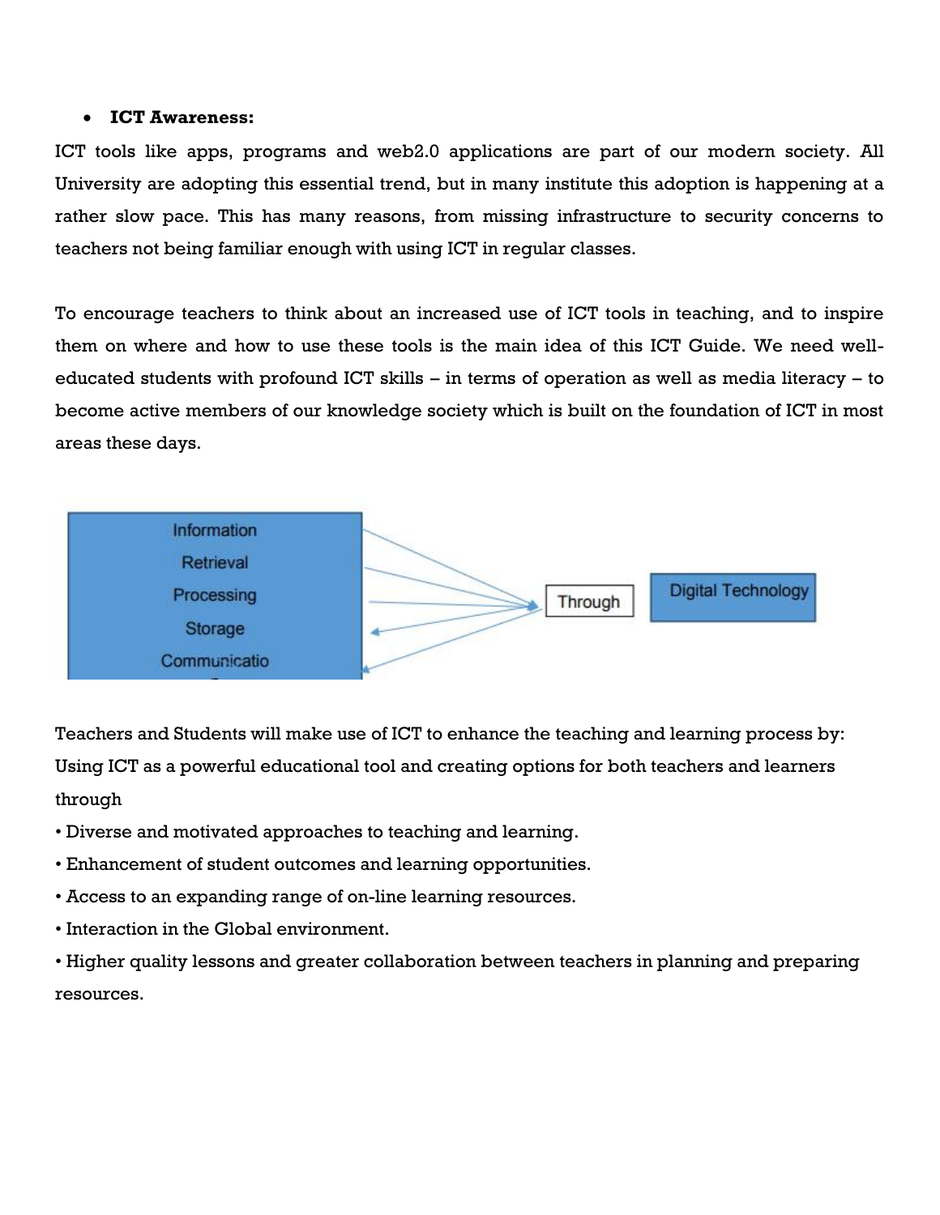- **ICT Awareness:**

ICT tools like apps, programs and web2.0 applications are part of our modern society. All University are adopting this essential trend, but in many institute this adoption is happening at a rather slow pace. This has many reasons, from missing infrastructure to security concerns to teachers not being familiar enough with using ICT in regular classes.

To encourage teachers to think about an increased use of ICT tools in teaching, and to inspire them on where and how to use these tools is the main idea of this ICT Guide. We need well-educated students with profound ICT skills – in terms of operation as well as media literacy – to become active members of our knowledge society which is built on the foundation of ICT in most areas these days.

Information
Retrieval
Processing
Storage
Communicatio

Through

Digital Technology

Teachers and Students will make use of ICT to enhance the teaching and learning process by: Using ICT as a powerful educational tool and creating options for both teachers and learners through

- Diverse and motivated approaches to teaching and learning.
- Enhancement of student outcomes and learning opportunities.
- Access to an expanding range of on-line learning resources.
- Interaction in the Global environment.
- Higher quality lessons and greater collaboration between teachers in planning and preparing resources.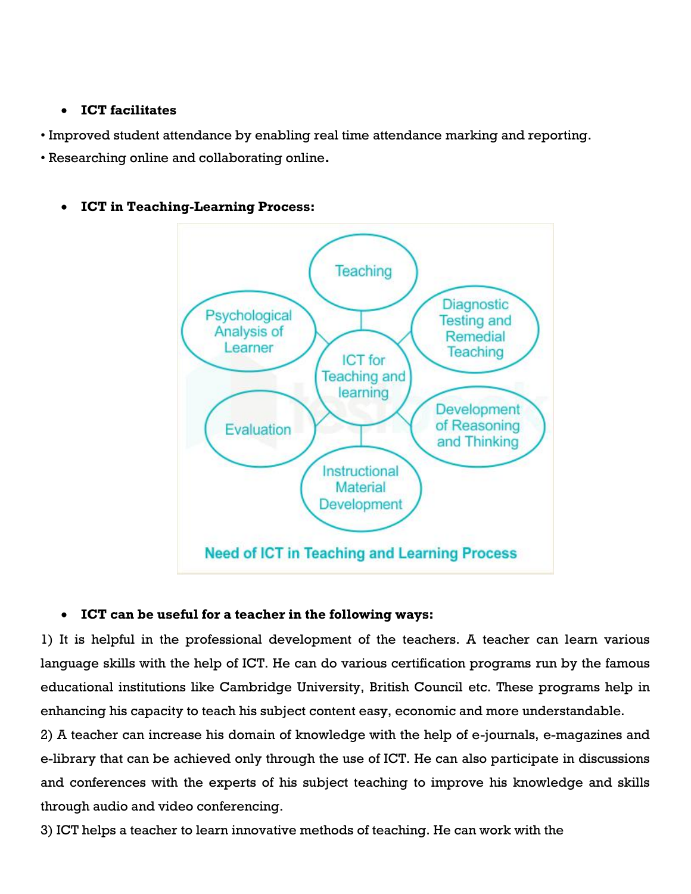- **ICT facilitates**

• Improved student attendance by enabling real time attendance marking and reporting.
• Researching online and collaborating online.

- **ICT in Teaching-Learning Process:**

ICT for Teaching and learning:

- Teaching
- Diagnostic Testing and Remedial Teaching
- Development of Reasoning and Thinking
- Instructional Material Development
- Evaluation
- Psychological Analysis of Learner

Need of ICT in Teaching and Learning Process

- **ICT can be useful for a teacher in the following ways:**

1) It is helpful in the professional development of the teachers. A teacher can learn various language skills with the help of ICT. He can do various certification programs run by the famous educational institutions like Cambridge University, British Council etc. These programs help in enhancing his capacity to teach his subject content easy, economic and more understandable.
2) A teacher can increase his domain of knowledge with the help of e-journals, e-magazines and e-library that can be achieved only through the use of ICT. He can also participate in discussions and conferences with the experts of his subject teaching to improve his knowledge and skills through audio and video conferencing.
3) ICT helps a teacher to learn innovative methods of teaching. He can work with the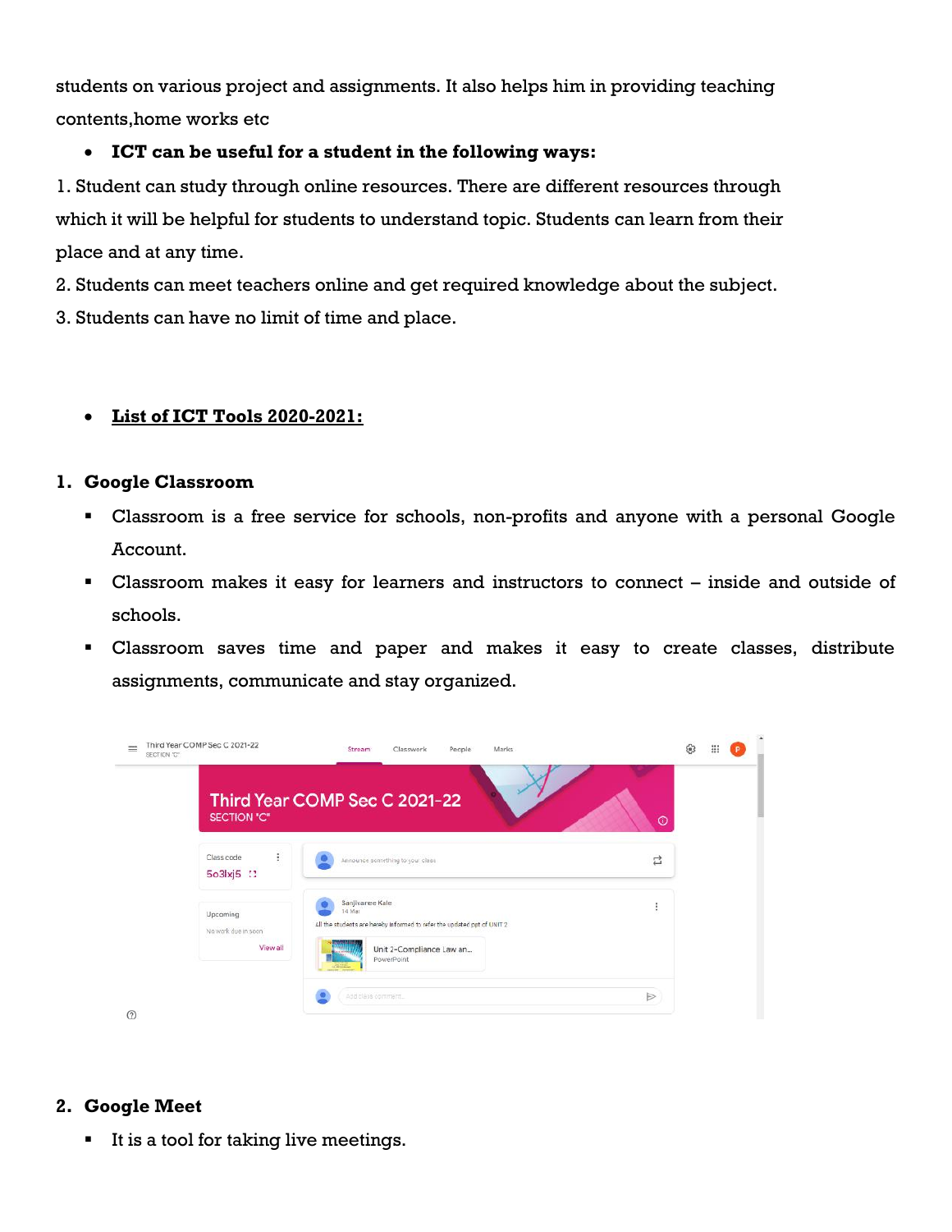students on various project and assignments. It also helps him in providing teaching contents,home works etc

- **ICT can be useful for a student in the following ways:**

1. Student can study through online resources. There are different resources through which it will be helpful for students to understand topic. Students can learn from their place and at any time.
2. Students can meet teachers online and get required knowledge about the subject.
3. Students can have no limit of time and place.

- **List of ICT Tools 2020-2021:**

## 1. Google Classroom

- Classroom is a free service for schools, non-profits and anyone with a personal Google Account.
- Classroom makes it easy for learners and instructors to connect – inside and outside of schools.
- Classroom saves time and paper and makes it easy to create classes, distribute assignments, communicate and stay organized.

## 2. Google Meet

- It is a tool for taking live meetings.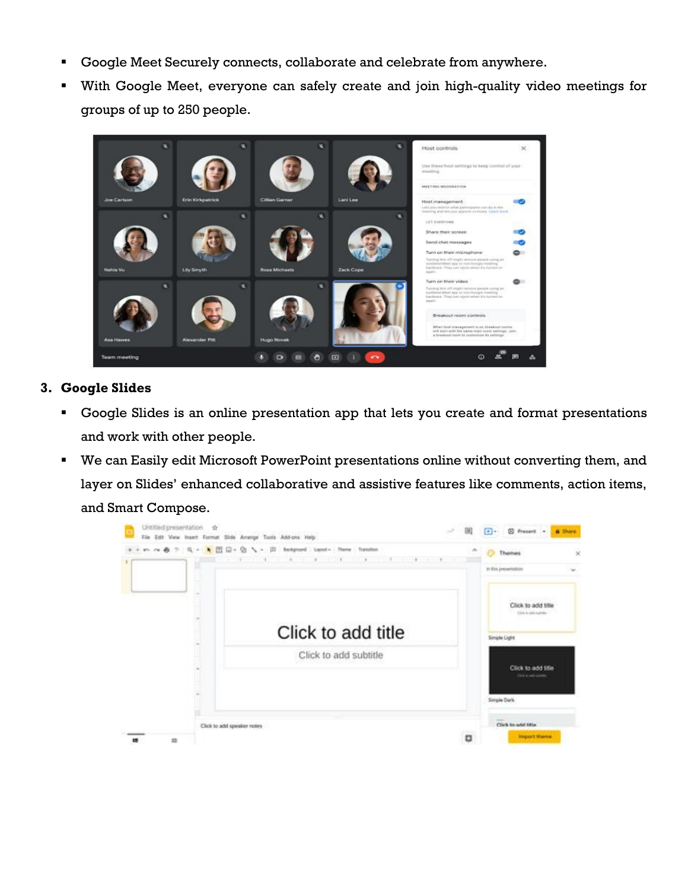- Google Meet Securely connects, collaborate and celebrate from anywhere.
- With Google Meet, everyone can safely create and join high-quality video meetings for groups of up to 250 people.

3. **Google Slides**

- Google Slides is an online presentation app that lets you create and format presentations and work with other people.
- We can Easily edit Microsoft PowerPoint presentations online without converting them, and layer on Slides' enhanced collaborative and assistive features like comments, action items, and Smart Compose.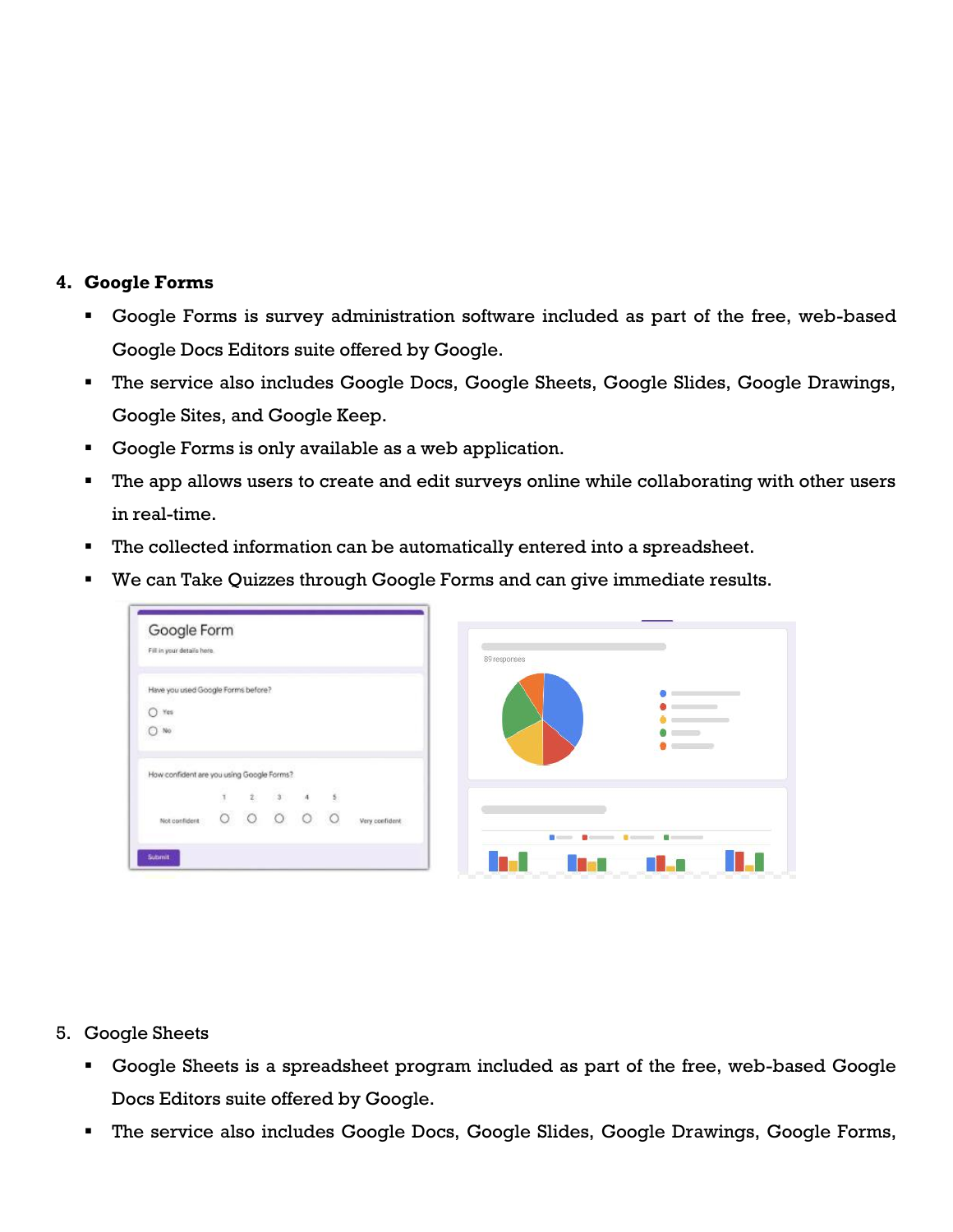4. **Google Forms**

   - Google Forms is survey administration software included as part of the free, web-based Google Docs Editors suite offered by Google.
   - The service also includes Google Docs, Google Sheets, Google Slides, Google Drawings, Google Sites, and Google Keep.
   - Google Forms is only available as a web application.
   - The app allows users to create and edit surveys online while collaborating with other users in real-time.
   - The collected information can be automatically entered into a spreadsheet.
   - We can Take Quizzes through Google Forms and can give immediate results.

5. Google Sheets

   - Google Sheets is a spreadsheet program included as part of the free, web-based Google Docs Editors suite offered by Google.
   - The service also includes Google Docs, Google Slides, Google Drawings, Google Forms,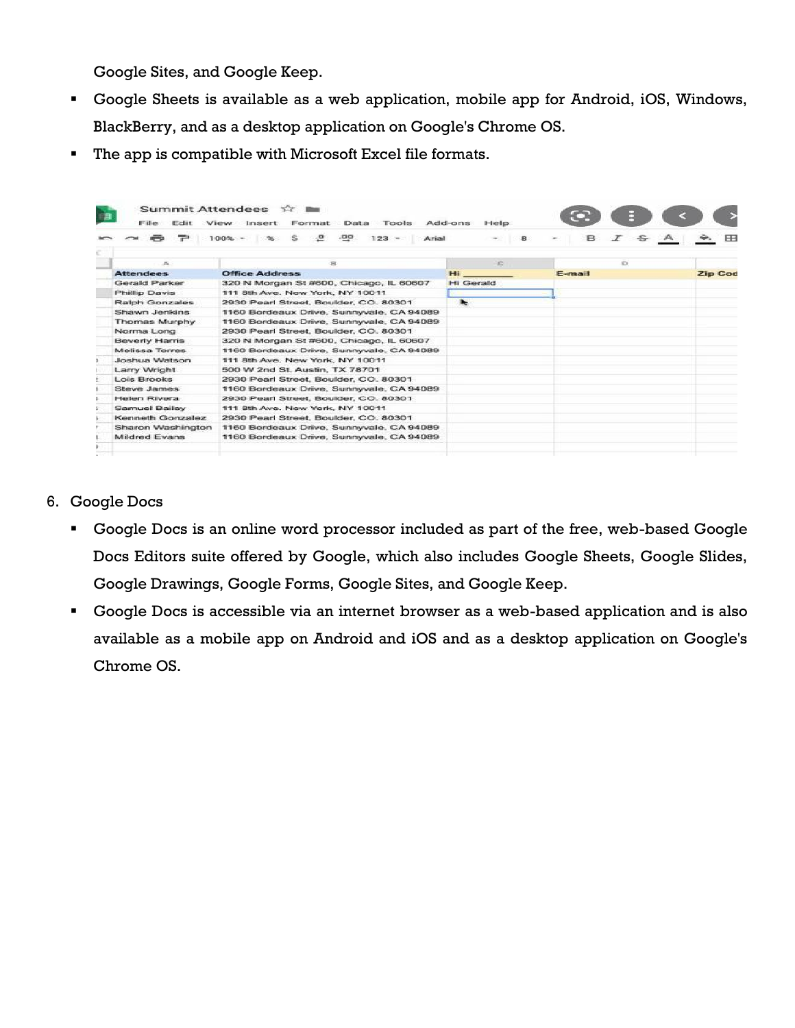Google Sites, and Google Keep.

- Google Sheets is available as a web application, mobile app for Android, iOS, Windows, BlackBerry, and as a desktop application on Google's Chrome OS.
- The app is compatible with Microsoft Excel file formats.

6. Google Docs

- Google Docs is an online word processor included as part of the free, web-based Google Docs Editors suite offered by Google, which also includes Google Sheets, Google Slides, Google Drawings, Google Forms, Google Sites, and Google Keep.
- Google Docs is accessible via an internet browser as a web-based application and is also available as a mobile app on Android and iOS and as a desktop application on Google's Chrome OS.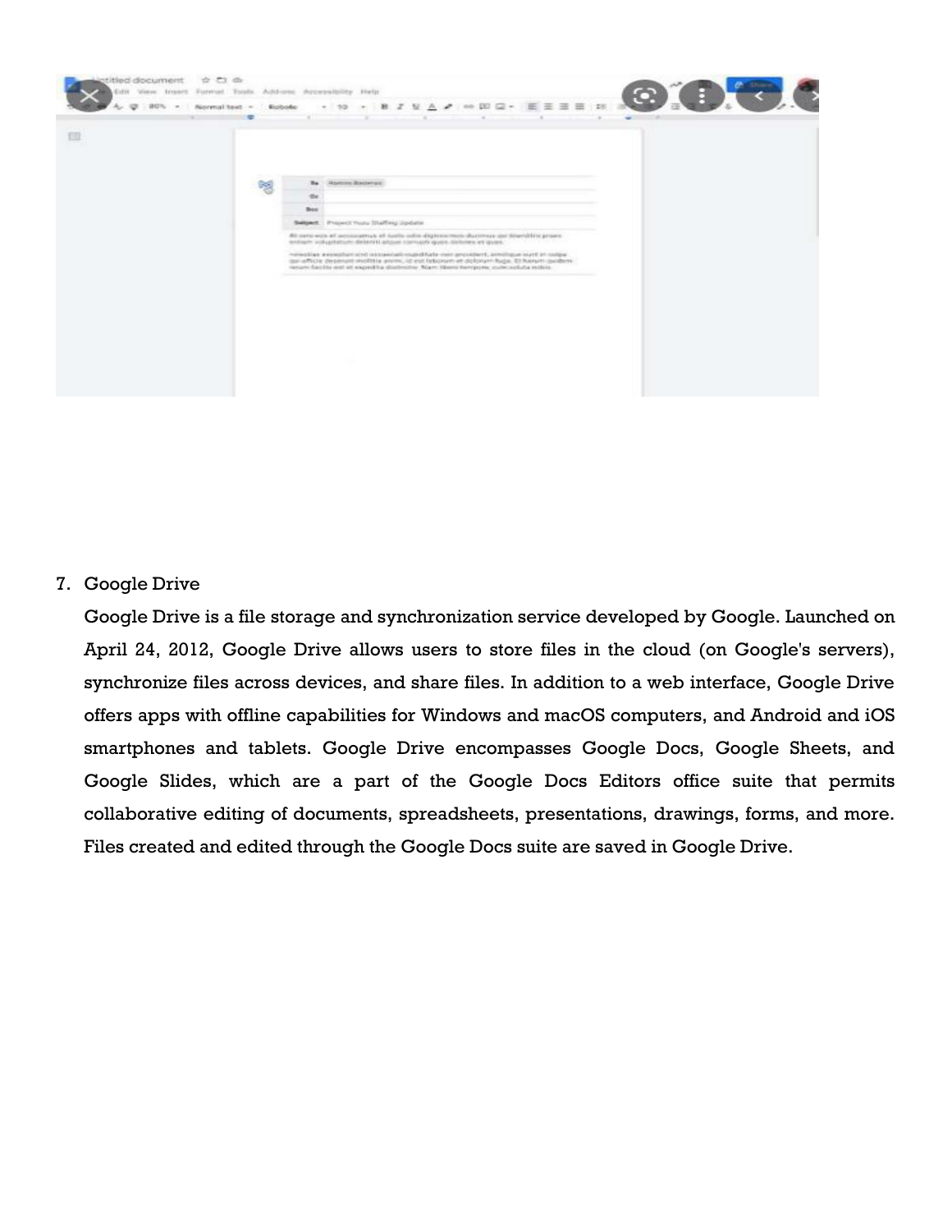7. Google Drive

   Google Drive is a file storage and synchronization service developed by Google. Launched on April 24, 2012, Google Drive allows users to store files in the cloud (on Google's servers), synchronize files across devices, and share files. In addition to a web interface, Google Drive offers apps with offline capabilities for Windows and macOS computers, and Android and iOS smartphones and tablets. Google Drive encompasses Google Docs, Google Sheets, and Google Slides, which are a part of the Google Docs Editors office suite that permits collaborative editing of documents, spreadsheets, presentations, drawings, forms, and more. Files created and edited through the Google Docs suite are saved in Google Drive.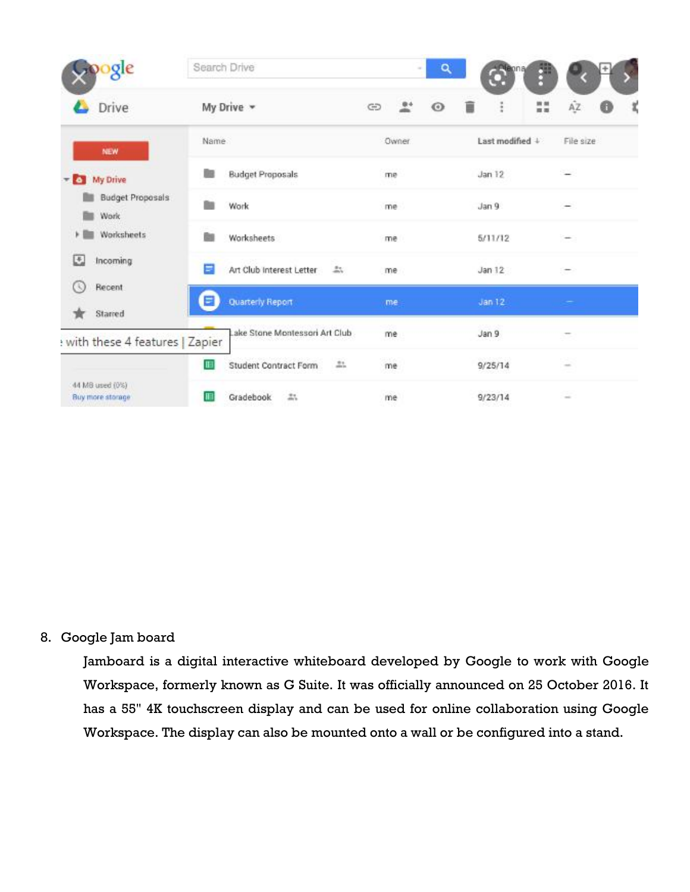8. Google Jam board

   Jamboard is a digital interactive whiteboard developed by Google to work with Google Workspace, formerly known as G Suite. It was officially announced on 25 October 2016. It has a 55" 4K touchscreen display and can be used for online collaboration using Google Workspace. The display can also be mounted onto a wall or be configured into a stand.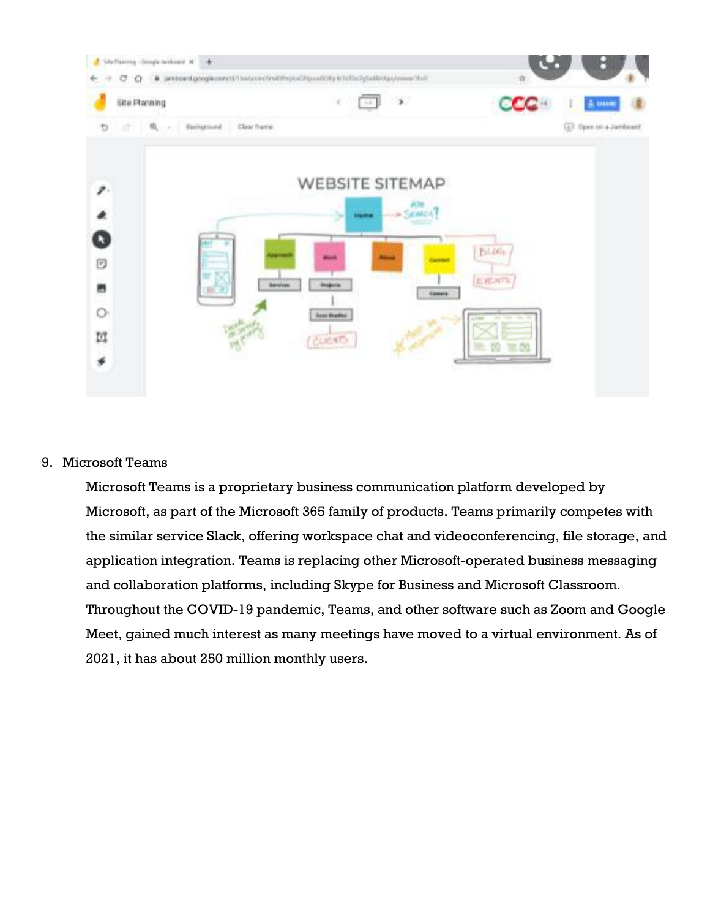9. Microsoft Teams

   Microsoft Teams is a proprietary business communication platform developed by Microsoft, as part of the Microsoft 365 family of products. Teams primarily competes with the similar service Slack, offering workspace chat and videoconferencing, file storage, and application integration. Teams is replacing other Microsoft-operated business messaging and collaboration platforms, including Skype for Business and Microsoft Classroom. Throughout the COVID-19 pandemic, Teams, and other software such as Zoom and Google Meet, gained much interest as many meetings have moved to a virtual environment. As of 2021, it has about 250 million monthly users.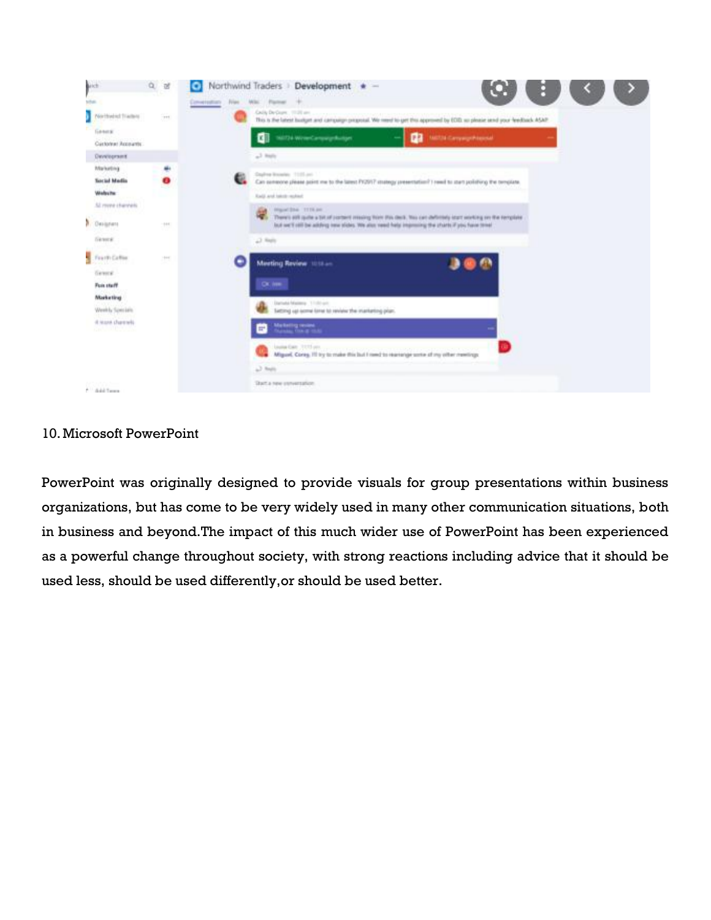10. Microsoft PowerPoint

PowerPoint was originally designed to provide visuals for group presentations within business organizations, but has come to be very widely used in many other communication situations, both in business and beyond.The impact of this much wider use of PowerPoint has been experienced as a powerful change throughout society, with strong reactions including advice that it should be used less, should be used differently,or should be used better.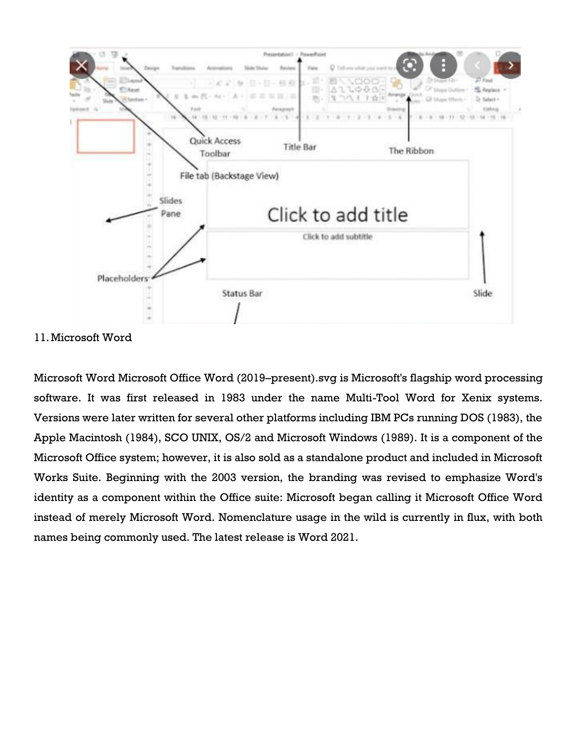11. Microsoft Word

Microsoft Word Microsoft Office Word (2019–present).svg is Microsoft's flagship word processing software. It was first released in 1983 under the name Multi-Tool Word for Xenix systems. Versions were later written for several other platforms including IBM PCs running DOS (1983), the Apple Macintosh (1984), SCO UNIX, OS/2 and Microsoft Windows (1989). It is a component of the Microsoft Office system; however, it is also sold as a standalone product and included in Microsoft Works Suite. Beginning with the 2003 version, the branding was revised to emphasize Word's identity as a component within the Office suite: Microsoft began calling it Microsoft Office Word instead of merely Microsoft Word. Nomenclature usage in the wild is currently in flux, with both names being commonly used. The latest release is Word 2021.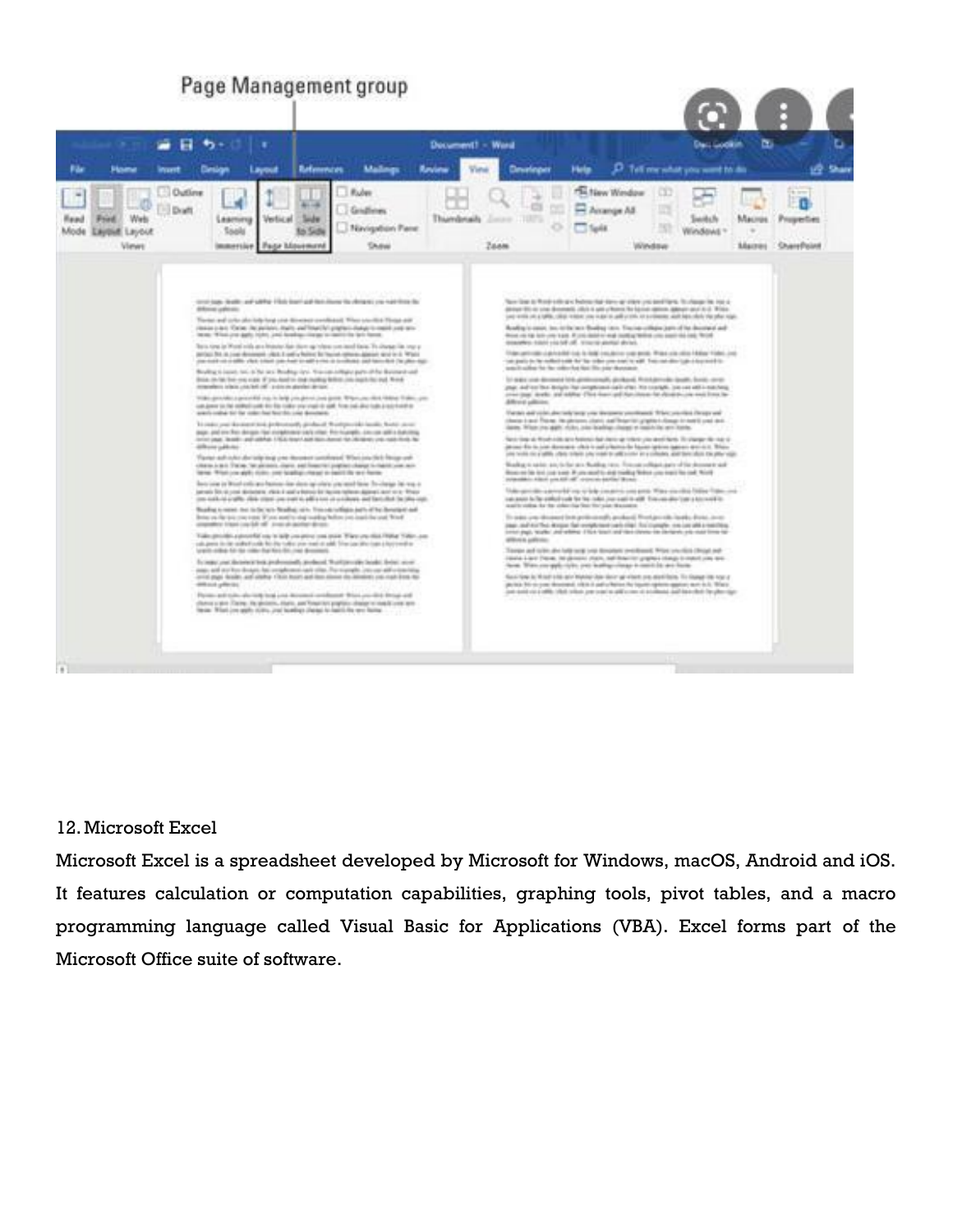12. Microsoft Excel

Microsoft Excel is a spreadsheet developed by Microsoft for Windows, macOS, Android and iOS. It features calculation or computation capabilities, graphing tools, pivot tables, and a macro programming language called Visual Basic for Applications (VBA). Excel forms part of the Microsoft Office suite of software.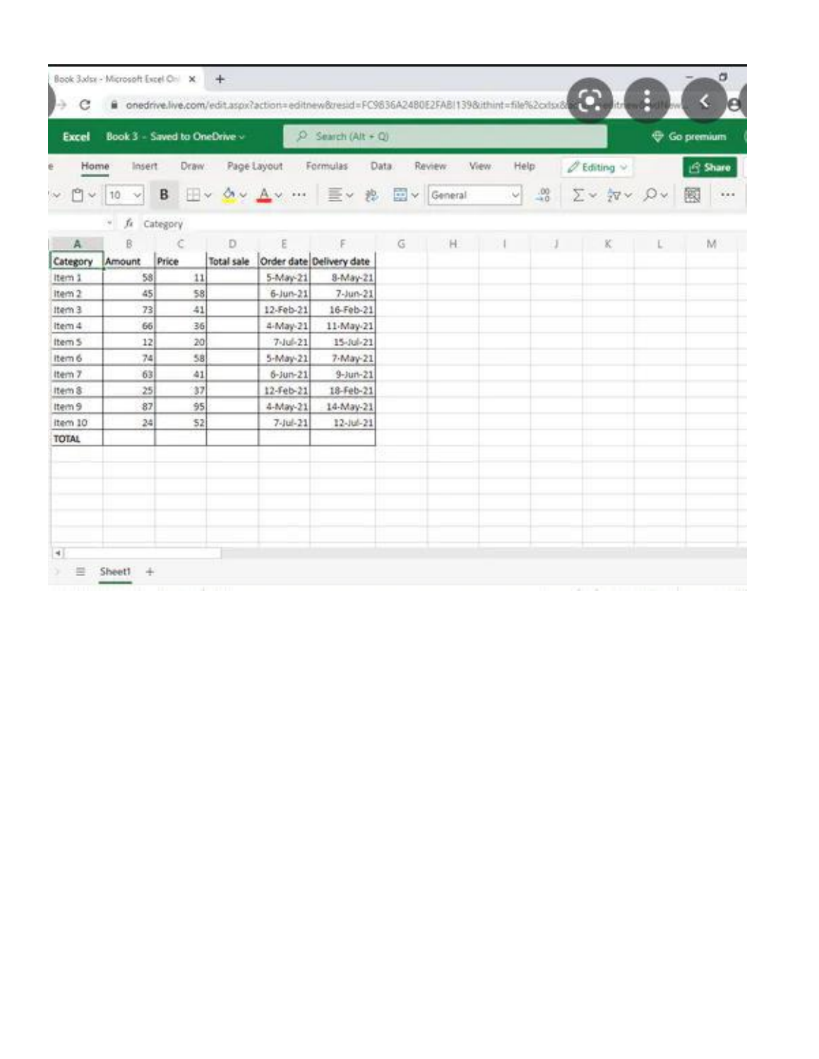| Category | Amount | Price | Total sale | Order date | Delivery date |
|---|---|---|---|---|---|
| Item 1 | 58 | 11 | | 5-May-21 | 8-May-21 |
| Item 2 | 45 | 58 | | 6-Jun-21 | 7-Jun-21 |
| Item 3 | 73 | 41 | | 12-Feb-21 | 16-Feb-21 |
| Item 4 | 66 | 36 | | 4-May-21 | 11-May-21 |
| Item 5 | 12 | 20 | | 7-Jul-21 | 15-Jul-21 |
| Item 6 | 74 | 58 | | 5-May-21 | 7-May-21 |
| Item 7 | 63 | 41 | | 6-Jun-21 | 9-Jun-21 |
| Item 8 | 25 | 37 | | 12-Feb-21 | 18-Feb-21 |
| Item 9 | 87 | 95 | | 4-May-21 | 14-May-21 |
| Item 10 | 24 | 52 | | 7-Jul-21 | 12-Jul-21 |
| TOTAL | | | | | |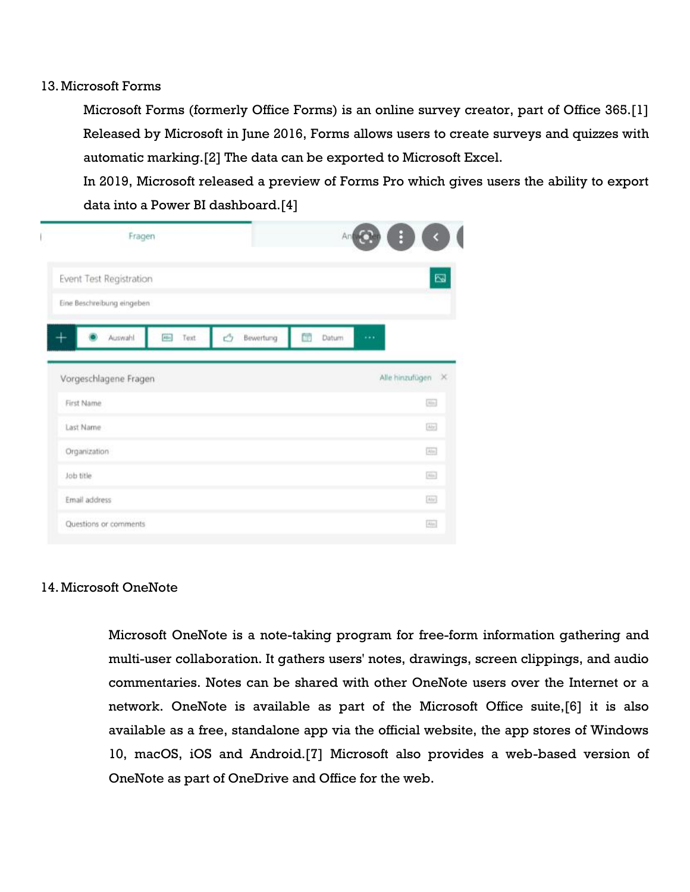13. Microsoft Forms

Microsoft Forms (formerly Office Forms) is an online survey creator, part of Office 365.[1] Released by Microsoft in June 2016, Forms allows users to create surveys and quizzes with automatic marking.[2] The data can be exported to Microsoft Excel.

In 2019, Microsoft released a preview of Forms Pro which gives users the ability to export data into a Power BI dashboard.[4]

14. Microsoft OneNote

Microsoft OneNote is a note-taking program for free-form information gathering and multi-user collaboration. It gathers users' notes, drawings, screen clippings, and audio commentaries. Notes can be shared with other OneNote users over the Internet or a network. OneNote is available as part of the Microsoft Office suite,[6] it is also available as a free, standalone app via the official website, the app stores of Windows 10, macOS, iOS and Android.[7] Microsoft also provides a web-based version of OneNote as part of OneDrive and Office for the web.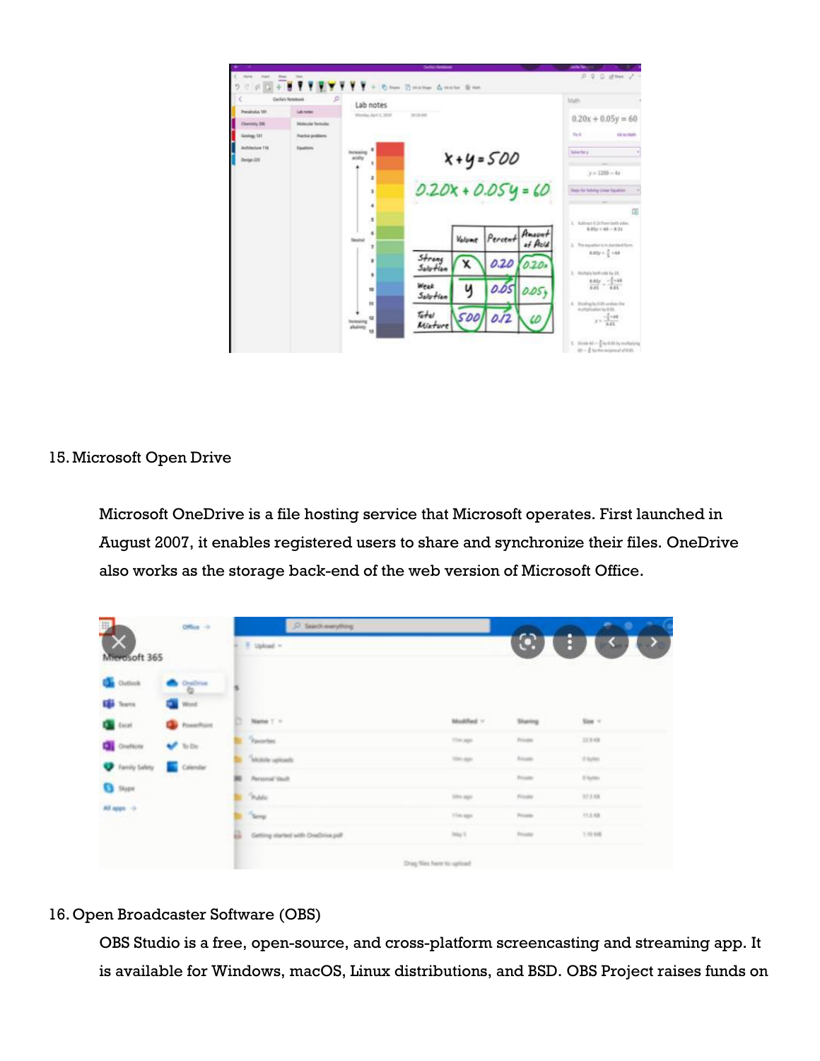15. Microsoft Open Drive

    Microsoft OneDrive is a file hosting service that Microsoft operates. First launched in August 2007, it enables registered users to share and synchronize their files. OneDrive also works as the storage back-end of the web version of Microsoft Office.

16. Open Broadcaster Software (OBS)

    OBS Studio is a free, open-source, and cross-platform screencasting and streaming app. It is available for Windows, macOS, Linux distributions, and BSD. OBS Project raises funds on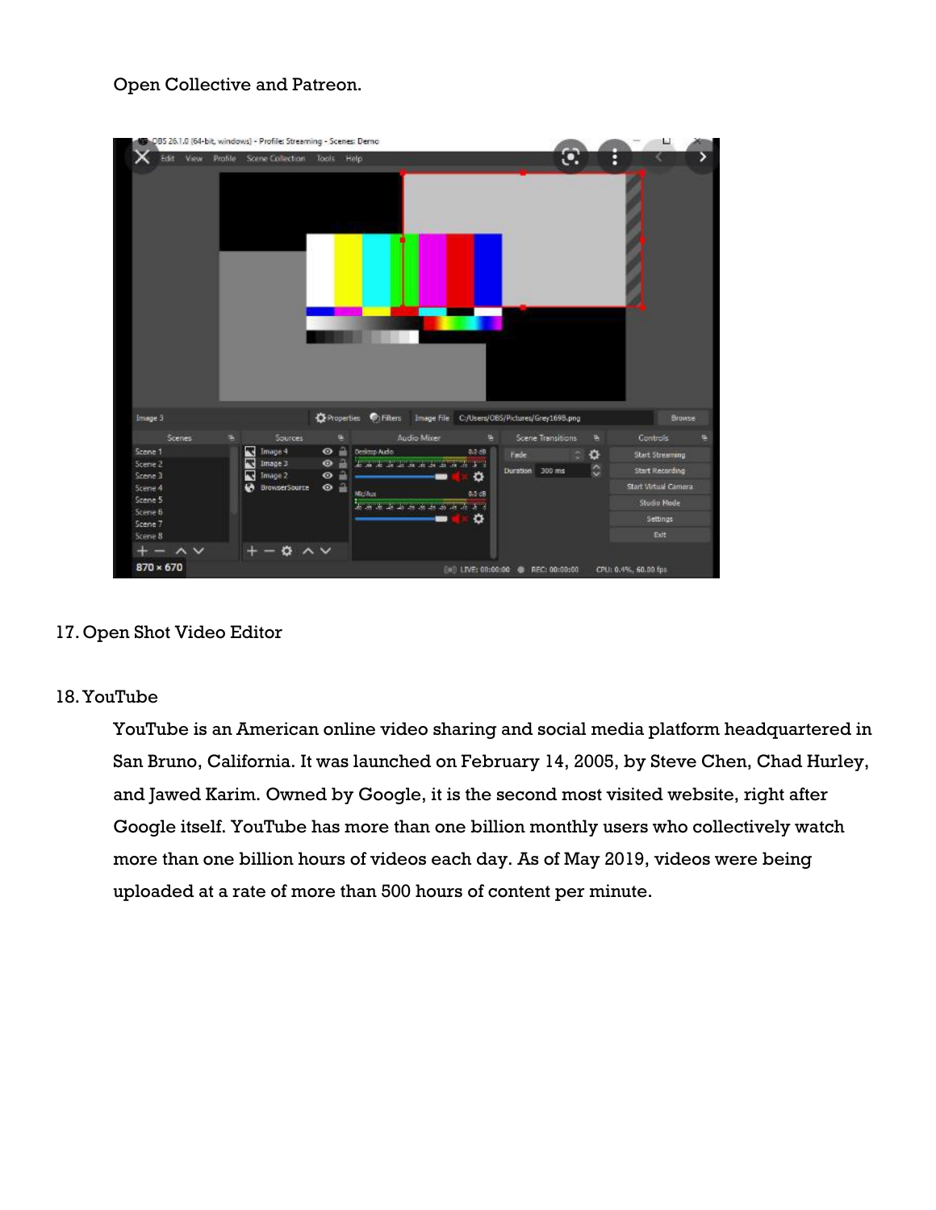Open Collective and Patreon.

17. Open Shot Video Editor

18. YouTube

YouTube is an American online video sharing and social media platform headquartered in San Bruno, California. It was launched on February 14, 2005, by Steve Chen, Chad Hurley, and Jawed Karim. Owned by Google, it is the second most visited website, right after Google itself. YouTube has more than one billion monthly users who collectively watch more than one billion hours of videos each day. As of May 2019, videos were being uploaded at a rate of more than 500 hours of content per minute.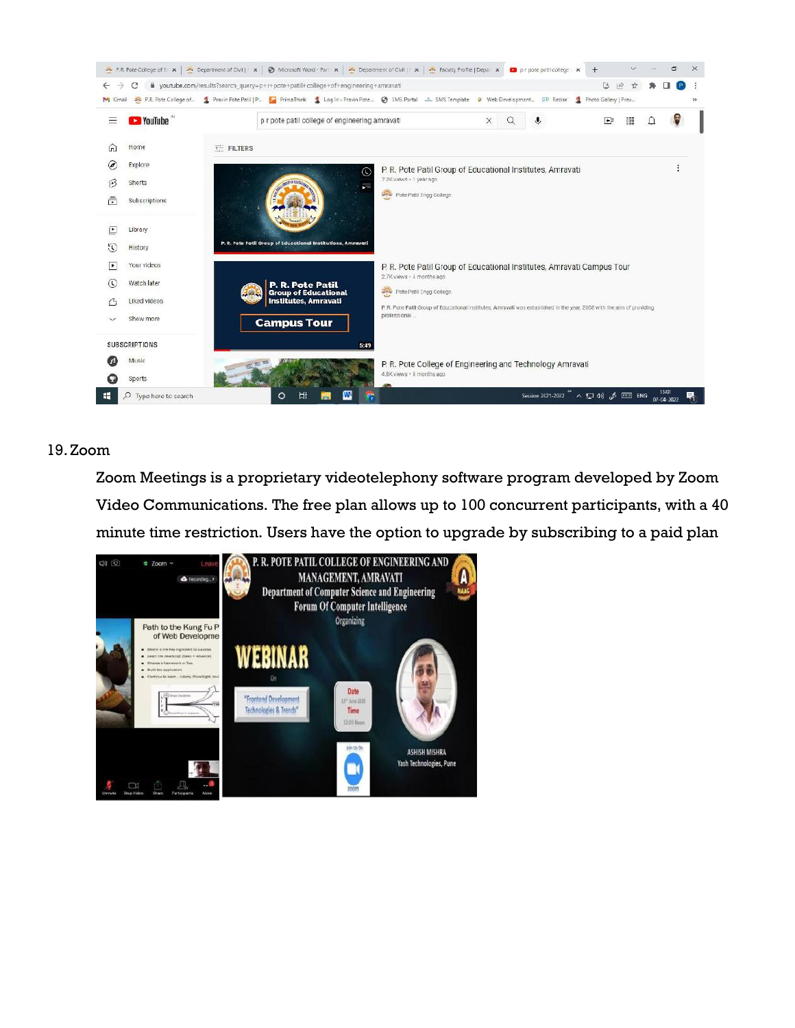19. Zoom

Zoom Meetings is a proprietary videotelephony software program developed by Zoom Video Communications. The free plan allows up to 100 concurrent participants, with a 40 minute time restriction. Users have the option to upgrade by subscribing to a paid plan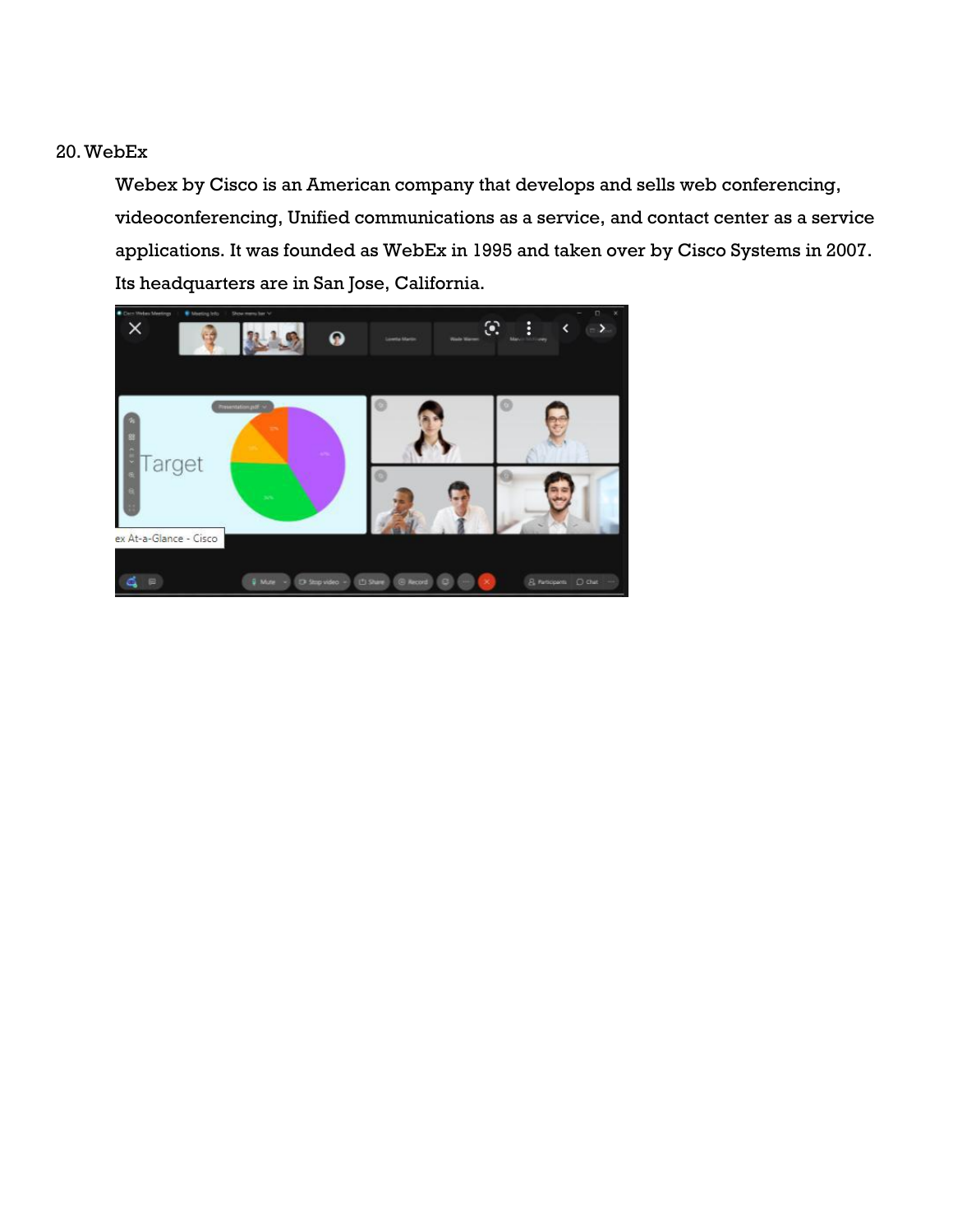20. WebEx

Webex by Cisco is an American company that develops and sells web conferencing, videoconferencing, Unified communications as a service, and contact center as a service applications. It was founded as WebEx in 1995 and taken over by Cisco Systems in 2007. Its headquarters are in San Jose, California.